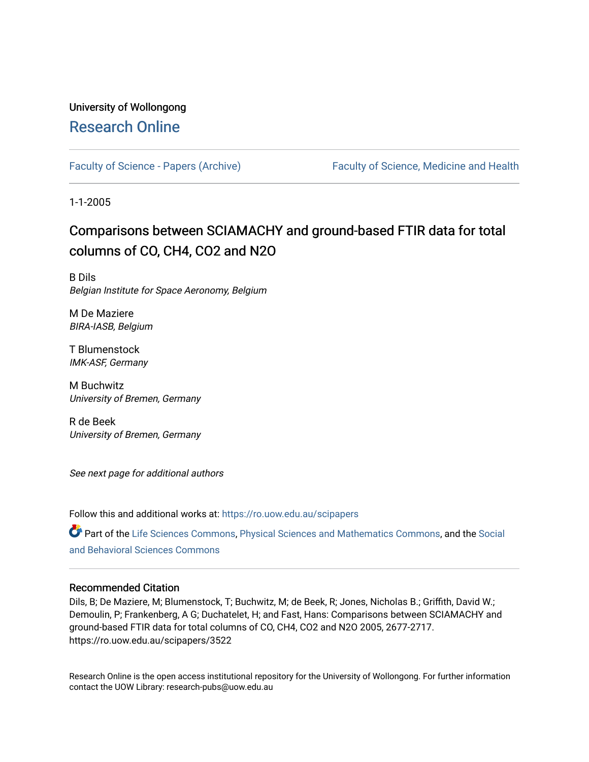University of Wollongong

# Research Online

Faculty of Science - Papers (Archive)

Faculty of Science, Medicine and Health

1-1-2005

# Comparisons between SCIAMACHY and ground-based FTIR data for total columns of CO, CH4, CO2 and N2O

B Dils
*Belgian Institute for Space Aeronomy, Belgium*

M De Maziere
*BIRA-IASB, Belgium*

T Blumenstock
*IMK-ASF, Germany*

M Buchwitz
*University of Bremen, Germany*

R de Beek
*University of Bremen, Germany*

*See next page for additional authors*

Follow this and additional works at: https://ro.uow.edu.au/scipapers

Part of the Life Sciences Commons, Physical Sciences and Mathematics Commons, and the Social and Behavioral Sciences Commons

## Recommended Citation

Dils, B; De Maziere, M; Blumenstock, T; Buchwitz, M; de Beek, R; Jones, Nicholas B.; Griffith, David W.; Demoulin, P; Frankenberg, A G; Duchatelet, H; and Fast, Hans: Comparisons between SCIAMACHY and ground-based FTIR data for total columns of CO, CH4, CO2 and N2O 2005, 2677-2717.
https://ro.uow.edu.au/scipapers/3522

Research Online is the open access institutional repository for the University of Wollongong. For further information contact the UOW Library: research-pubs@uow.edu.au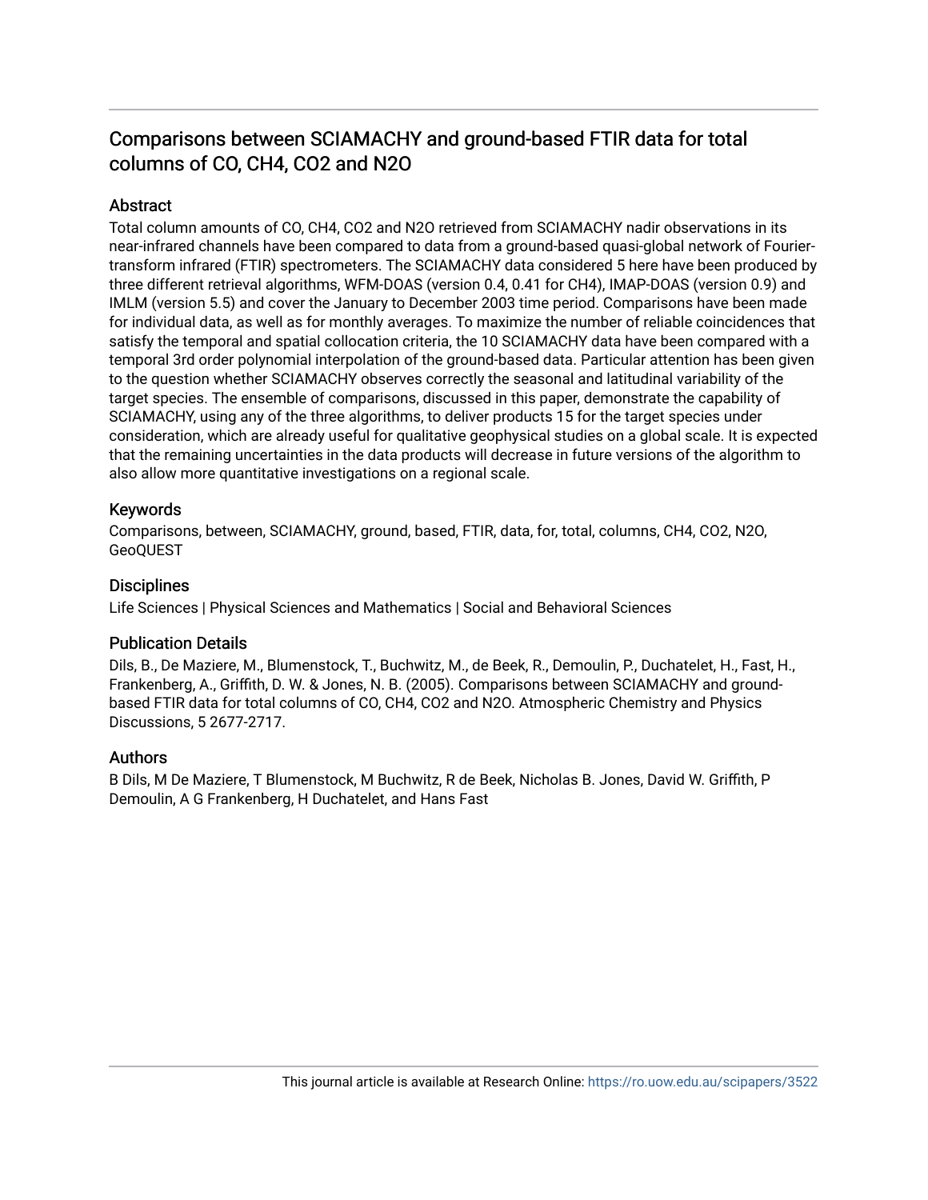# Comparisons between SCIAMACHY and ground-based FTIR data for total columns of CO, CH4, CO2 and N2O

## Abstract

Total column amounts of CO, CH4, CO2 and N2O retrieved from SCIAMACHY nadir observations in its near-infrared channels have been compared to data from a ground-based quasi-global network of Fourier-transform infrared (FTIR) spectrometers. The SCIAMACHY data considered 5 here have been produced by three different retrieval algorithms, WFM-DOAS (version 0.4, 0.41 for CH4), IMAP-DOAS (version 0.9) and IMLM (version 5.5) and cover the January to December 2003 time period. Comparisons have been made for individual data, as well as for monthly averages. To maximize the number of reliable coincidences that satisfy the temporal and spatial collocation criteria, the 10 SCIAMACHY data have been compared with a temporal 3rd order polynomial interpolation of the ground-based data. Particular attention has been given to the question whether SCIAMACHY observes correctly the seasonal and latitudinal variability of the target species. The ensemble of comparisons, discussed in this paper, demonstrate the capability of SCIAMACHY, using any of the three algorithms, to deliver products 15 for the target species under consideration, which are already useful for qualitative geophysical studies on a global scale. It is expected that the remaining uncertainties in the data products will decrease in future versions of the algorithm to also allow more quantitative investigations on a regional scale.

## Keywords

Comparisons, between, SCIAMACHY, ground, based, FTIR, data, for, total, columns, CH4, CO2, N2O, GeoQUEST

## Disciplines

Life Sciences | Physical Sciences and Mathematics | Social and Behavioral Sciences

## Publication Details

Dils, B., De Maziere, M., Blumenstock, T., Buchwitz, M., de Beek, R., Demoulin, P., Duchatelet, H., Fast, H., Frankenberg, A., Griffith, D. W. & Jones, N. B. (2005). Comparisons between SCIAMACHY and ground-based FTIR data for total columns of CO, CH4, CO2 and N2O. Atmospheric Chemistry and Physics Discussions, 5 2677-2717.

## Authors

B Dils, M De Maziere, T Blumenstock, M Buchwitz, R de Beek, Nicholas B. Jones, David W. Griffith, P Demoulin, A G Frankenberg, H Duchatelet, and Hans Fast

This journal article is available at Research Online: https://ro.uow.edu.au/scipapers/3522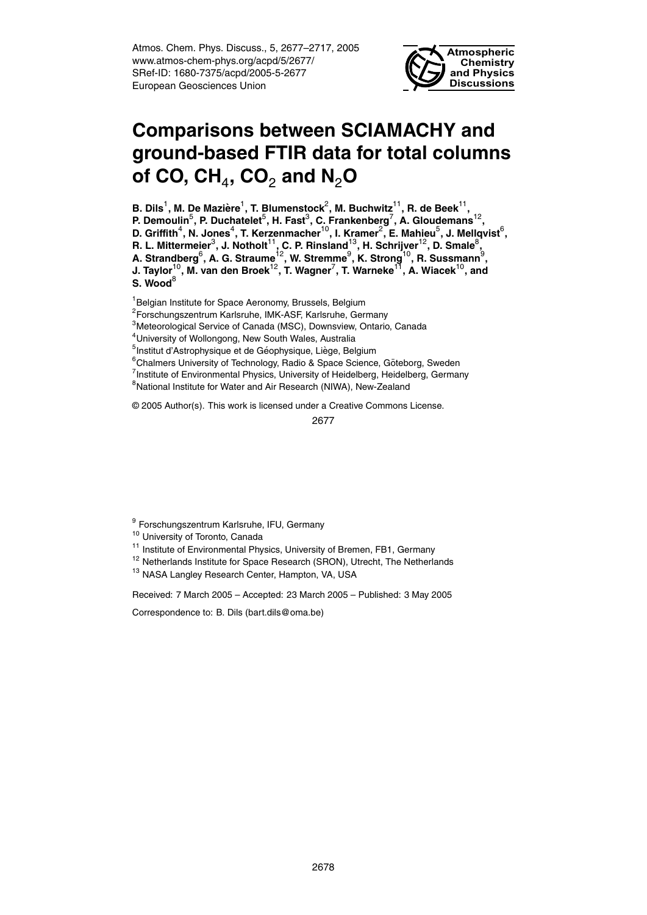# Comparisons between SCIAMACHY and ground-based FTIR data for total columns of CO, $CH_4$, $CO_2$ and $N_2O$

**B. Dils[1], M. De Mazière[1], T. Blumenstock[2], M. Buchwitz[11], R. de Beek[11], P. Demoulin[5], P. Duchatelet[5], H. Fast[3], C. Frankenberg[7], A. Gloudemans[12], D. Griffith[4], N. Jones[4], T. Kerzenmacher[10], I. Kramer[2], E. Mahieu[5], J. Mellqvist[6], R. L. Mittermeier[3], J. Notholt[11], C. P. Rinsland[13], H. Schrijver[12], D. Smale[8], A. Strandberg[6], A. G. Straume[12], W. Stremme[9], K. Strong[10], R. Sussmann[9], J. Taylor[10], M. van den Broek[12], T. Wagner[7], T. Warneke[11], A. Wiacek[10], and S. Wood[8]**

[1]Belgian Institute for Space Aeronomy, Brussels, Belgium
[2]Forschungszentrum Karlsruhe, IMK-ASF, Karlsruhe, Germany
[3]Meteorological Service of Canada (MSC), Downsview, Ontario, Canada
[4]University of Wollongong, New South Wales, Australia
[5]Institut d'Astrophysique et de Géophysique, Liège, Belgium
[6]Chalmers University of Technology, Radio & Space Science, Göteborg, Sweden
[7]Institute of Environmental Physics, University of Heidelberg, Heidelberg, Germany
[8]National Institute for Water and Air Research (NIWA), New-Zealand

© 2005 Author(s). This work is licensed under a Creative Commons License.

[9] Forschungszentrum Karlsruhe, IFU, Germany
[10] University of Toronto, Canada
[11] Institute of Environmental Physics, University of Bremen, FB1, Germany
[12] Netherlands Institute for Space Research (SRON), Utrecht, The Netherlands
[13] NASA Langley Research Center, Hampton, VA, USA

Received: 7 March 2005 – Accepted: 23 March 2005 – Published: 3 May 2005

Correspondence to: B. Dils (bart.dils@oma.be)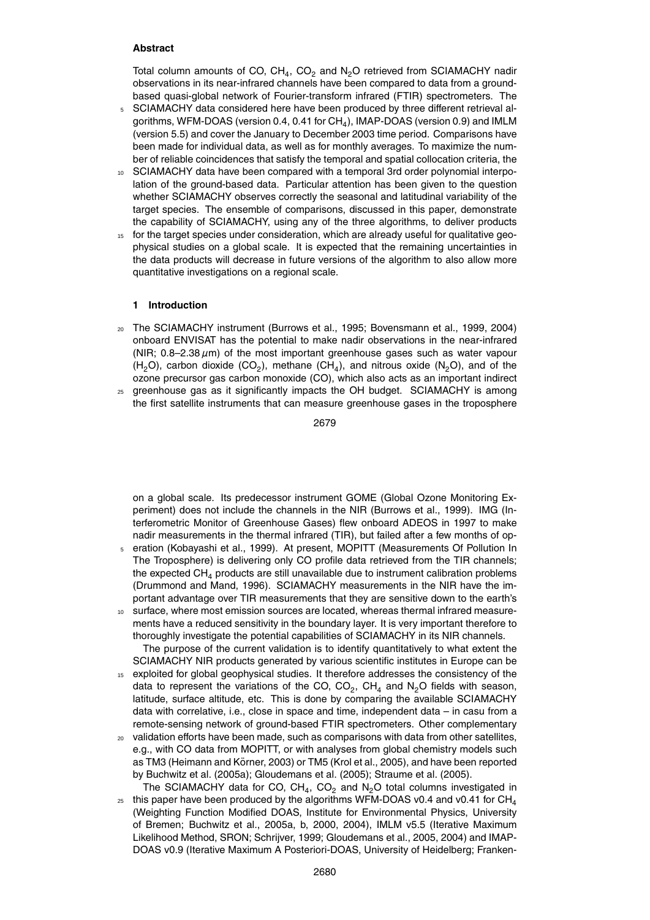## Abstract

Total column amounts of CO, $CH_4$, $CO_2$ and $N_2O$ retrieved from SCIAMACHY nadir observations in its near-infrared channels have been compared to data from a ground-based quasi-global network of Fourier-transform infrared (FTIR) spectrometers. The SCIAMACHY data considered here have been produced by three different retrieval algorithms, WFM-DOAS (version 0.4, 0.41 for $CH_4$), IMAP-DOAS (version 0.9) and IMLM (version 5.5) and cover the January to December 2003 time period. Comparisons have been made for individual data, as well as for monthly averages. To maximize the number of reliable coincidences that satisfy the temporal and spatial collocation criteria, the SCIAMACHY data have been compared with a temporal 3rd order polynomial interpolation of the ground-based data. Particular attention has been given to the question whether SCIAMACHY observes correctly the seasonal and latitudinal variability of the target species. The ensemble of comparisons, discussed in this paper, demonstrate the capability of SCIAMACHY, using any of the three algorithms, to deliver products for the target species under consideration, which are already useful for qualitative geophysical studies on a global scale. It is expected that the remaining uncertainties in the data products will decrease in future versions of the algorithm to also allow more quantitative investigations on a regional scale.

## 1 Introduction

The SCIAMACHY instrument (Burrows et al., 1995; Bovensmann et al., 1999, 2004) onboard ENVISAT has the potential to make nadir observations in the near-infrared (NIR; 0.8–2.38 $\mu$m) of the most important greenhouse gases such as water vapour ($H_2O$), carbon dioxide ($CO_2$), methane ($CH_4$), and nitrous oxide ($N_2O$), and of the ozone precursor gas carbon monoxide (CO), which also acts as an important indirect greenhouse gas as it significantly impacts the OH budget. SCIAMACHY is among the first satellite instruments that can measure greenhouse gases in the troposphere on a global scale. Its predecessor instrument GOME (Global Ozone Monitoring Experiment) does not include the channels in the NIR (Burrows et al., 1999). IMG (Interferometric Monitor of Greenhouse Gases) flew onboard ADEOS in 1997 to make nadir measurements in the thermal infrared (TIR), but failed after a few months of operation (Kobayashi et al., 1999). At present, MOPITT (Measurements Of Pollution In The Troposphere) is delivering only CO profile data retrieved from the TIR channels; the expected $CH_4$ products are still unavailable due to instrument calibration problems (Drummond and Mand, 1996). SCIAMACHY measurements in the NIR have the important advantage over TIR measurements that they are sensitive down to the earth's surface, where most emission sources are located, whereas thermal infrared measurements have a reduced sensitivity in the boundary layer. It is very important therefore to thoroughly investigate the potential capabilities of SCIAMACHY in its NIR channels.

The purpose of the current validation is to identify quantitatively to what extent the SCIAMACHY NIR products generated by various scientific institutes in Europe can be exploited for global geophysical studies. It therefore addresses the consistency of the data to represent the variations of the CO, $CO_2$, $CH_4$ and $N_2O$ fields with season, latitude, surface altitude, etc. This is done by comparing the available SCIAMACHY data with correlative, i.e., close in space and time, independent data – in casu from a remote-sensing network of ground-based FTIR spectrometers. Other complementary validation efforts have been made, such as comparisons with data from other satellites, e.g., with CO data from MOPITT, or with analyses from global chemistry models such as TM3 (Heimann and Körner, 2003) or TM5 (Krol et al., 2005), and have been reported by Buchwitz et al. (2005a); Gloudemans et al. (2005); Straume et al. (2005).

The SCIAMACHY data for CO, $CH_4$, $CO_2$ and $N_2O$ total columns investigated in this paper have been produced by the algorithms WFM-DOAS v0.4 and v0.41 for $CH_4$ (Weighting Function Modified DOAS, Institute for Environmental Physics, University of Bremen; Buchwitz et al., 2005a, b, 2000, 2004), IMLM v5.5 (Iterative Maximum Likelihood Method, SRON; Schrijver, 1999; Gloudemans et al., 2005, 2004) and IMAP-DOAS v0.9 (Iterative Maximum A Posteriori-DOAS, University of Heidelberg; Franken-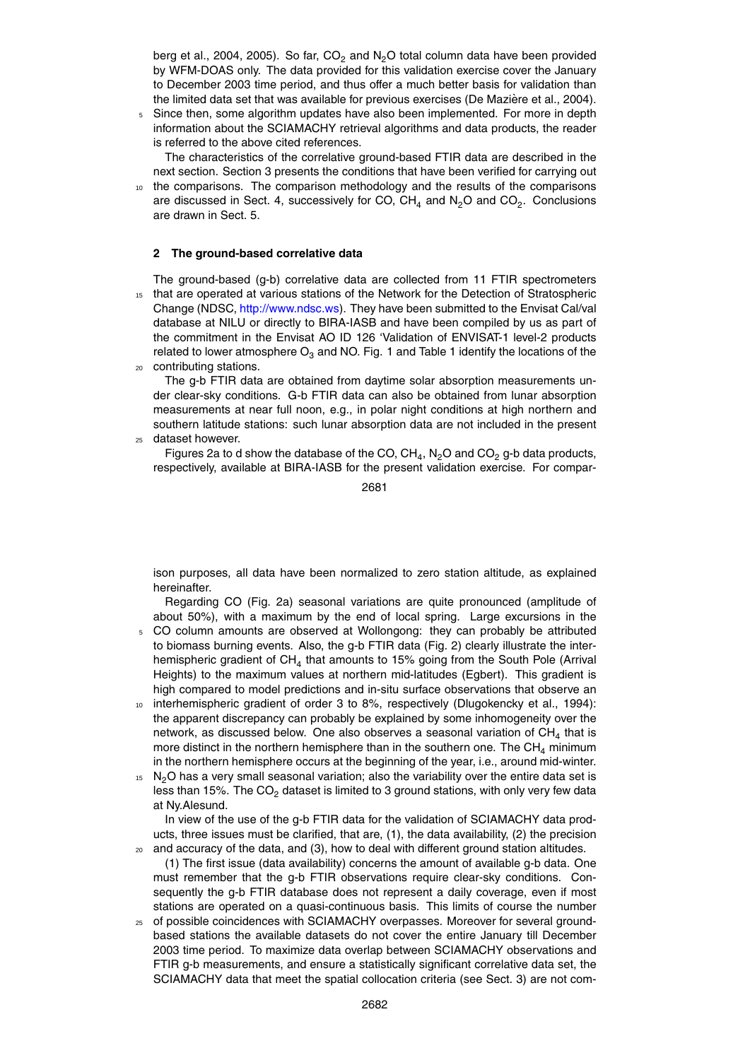berg et al., 2004, 2005). So far, $CO_2$ and $N_2O$ total column data have been provided by WFM-DOAS only. The data provided for this validation exercise cover the January to December 2003 time period, and thus offer a much better basis for validation than the limited data set that was available for previous exercises (De Mazière et al., 2004). Since then, some algorithm updates have also been implemented. For more in depth information about the SCIAMACHY retrieval algorithms and data products, the reader is referred to the above cited references.

The characteristics of the correlative ground-based FTIR data are described in the next section. Section 3 presents the conditions that have been verified for carrying out the comparisons. The comparison methodology and the results of the comparisons are discussed in Sect. 4, successively for CO, $CH_4$ and $N_2O$ and $CO_2$. Conclusions are drawn in Sect. 5.

## 2 The ground-based correlative data

The ground-based (g-b) correlative data are collected from 11 FTIR spectrometers that are operated at various stations of the Network for the Detection of Stratospheric Change (NDSC, http://www.ndsc.ws). They have been submitted to the Envisat Cal/val database at NILU or directly to BIRA-IASB and have been compiled by us as part of the commitment in the Envisat AO ID 126 'Validation of ENVISAT-1 level-2 products related to lower atmosphere $O_3$ and NO. Fig. 1 and Table 1 identify the locations of the contributing stations.

The g-b FTIR data are obtained from daytime solar absorption measurements under clear-sky conditions. G-b FTIR data can also be obtained from lunar absorption measurements at near full noon, e.g., in polar night conditions at high northern and southern latitude stations: such lunar absorption data are not included in the present dataset however.

Figures 2a to d show the database of the CO, $CH_4$, $N_2O$ and $CO_2$ g-b data products, respectively, available at BIRA-IASB for the present validation exercise. For comparison purposes, all data have been normalized to zero station altitude, as explained hereinafter.

Regarding CO (Fig. 2a) seasonal variations are quite pronounced (amplitude of about 50%), with a maximum by the end of local spring. Large excursions in the CO column amounts are observed at Wollongong: they can probably be attributed to biomass burning events. Also, the g-b FTIR data (Fig. 2) clearly illustrate the interhemispheric gradient of $CH_4$ that amounts to 15% going from the South Pole (Arrival Heights) to the maximum values at northern mid-latitudes (Egbert). This gradient is high compared to model predictions and in-situ surface observations that observe an interhemispheric gradient of order 3 to 8%, respectively (Dlugokencky et al., 1994): the apparent discrepancy can probably be explained by some inhomogeneity over the network, as discussed below. One also observes a seasonal variation of $CH_4$ that is more distinct in the northern hemisphere than in the southern one. The $CH_4$ minimum in the northern hemisphere occurs at the beginning of the year, i.e., around mid-winter. $N_2O$ has a very small seasonal variation; also the variability over the entire data set is less than 15%. The $CO_2$ dataset is limited to 3 ground stations, with only very few data at Ny.Alesund.

In view of the use of the g-b FTIR data for the validation of SCIAMACHY data products, three issues must be clarified, that are, (1), the data availability, (2) the precision and accuracy of the data, and (3), how to deal with different ground station altitudes.

(1) The first issue (data availability) concerns the amount of available g-b data. One must remember that the g-b FTIR observations require clear-sky conditions. Consequently the g-b FTIR database does not represent a daily coverage, even if most stations are operated on a quasi-continuous basis. This limits of course the number of possible coincidences with SCIAMACHY overpasses. Moreover for several ground-based stations the available datasets do not cover the entire January till December 2003 time period. To maximize data overlap between SCIAMACHY observations and FTIR g-b measurements, and ensure a statistically significant correlative data set, the SCIAMACHY data that meet the spatial collocation criteria (see Sect. 3) are not com-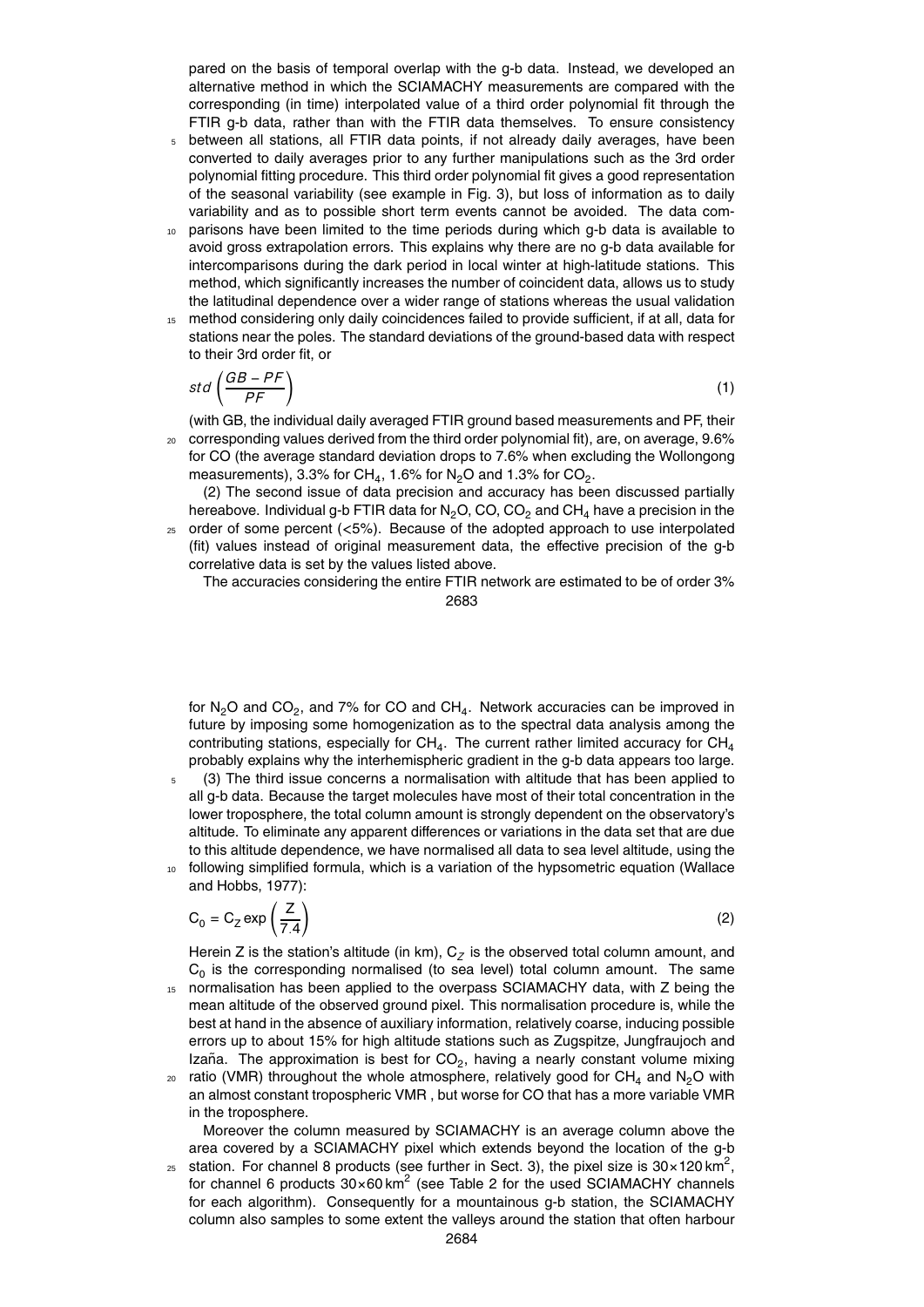pared on the basis of temporal overlap with the g-b data. Instead, we developed an alternative method in which the SCIAMACHY measurements are compared with the corresponding (in time) interpolated value of a third order polynomial fit through the FTIR g-b data, rather than with the FTIR data themselves. To ensure consistency between all stations, all FTIR data points, if not already daily averages, have been converted to daily averages prior to any further manipulations such as the 3rd order polynomial fitting procedure. This third order polynomial fit gives a good representation of the seasonal variability (see example in Fig. 3), but loss of information as to daily variability and as to possible short term events cannot be avoided. The data comparisons have been limited to the time periods during which g-b data is available to avoid gross extrapolation errors. This explains why there are no g-b data available for intercomparisons during the dark period in local winter at high-latitude stations. This method, which significantly increases the number of coincident data, allows us to study the latitudinal dependence over a wider range of stations whereas the usual validation method considering only daily coincidences failed to provide sufficient, if at all, data for stations near the poles. The standard deviations of the ground-based data with respect to their 3rd order fit, or

$$std\left(\frac{GB-PF}{PF}\right) \tag{1}$$

(with GB, the individual daily averaged FTIR ground based measurements and PF, their corresponding values derived from the third order polynomial fit), are, on average, 9.6% for CO (the average standard deviation drops to 7.6% when excluding the Wollongong measurements), 3.3% for $CH_4$, 1.6% for $N_2O$ and 1.3% for $CO_2$.

(2) The second issue of data precision and accuracy has been discussed partially hereabove. Individual g-b FTIR data for $N_2O$, CO, $CO_2$ and $CH_4$ have a precision in the order of some percent (<5%). Because of the adopted approach to use interpolated (fit) values instead of original measurement data, the effective precision of the g-b correlative data is set by the values listed above.

The accuracies considering the entire FTIR network are estimated to be of order 3% for $N_2O$ and $CO_2$, and 7% for CO and $CH_4$. Network accuracies can be improved in future by imposing some homogenization as to the spectral data analysis among the contributing stations, especially for $CH_4$. The current rather limited accuracy for $CH_4$ probably explains why the interhemispheric gradient in the g-b data appears too large.

(3) The third issue concerns a normalisation with altitude that has been applied to all g-b data. Because the target molecules have most of their total concentration in the lower troposphere, the total column amount is strongly dependent on the observatory's altitude. To eliminate any apparent differences or variations in the data set that are due to this altitude dependence, we have normalised all data to sea level altitude, using the following simplified formula, which is a variation of the hypsometric equation (Wallace and Hobbs, 1977):

$$C_0 = C_Z \exp\left(\frac{Z}{7.4}\right) \tag{2}$$

Herein Z is the station's altitude (in km), $C_Z$ is the observed total column amount, and $C_0$ is the corresponding normalised (to sea level) total column amount. The same normalisation has been applied to the overpass SCIAMACHY data, with Z being the mean altitude of the observed ground pixel. This normalisation procedure is, while the best at hand in the absence of auxiliary information, relatively coarse, inducing possible errors up to about 15% for high altitude stations such as Zugspitze, Jungfraujoch and Izaña. The approximation is best for $CO_2$, having a nearly constant volume mixing ratio (VMR) throughout the whole atmosphere, relatively good for $CH_4$ and $N_2O$ with an almost constant tropospheric VMR , but worse for CO that has a more variable VMR in the troposphere.

Moreover the column measured by SCIAMACHY is an average column above the area covered by a SCIAMACHY pixel which extends beyond the location of the g-b station. For channel 8 products (see further in Sect. 3), the pixel size is $30\times120\,\text{km}^2$, for channel 6 products $30\times60\,\text{km}^2$ (see Table 2 for the used SCIAMACHY channels for each algorithm). Consequently for a mountainous g-b station, the SCIAMACHY column also samples to some extent the valleys around the station that often harbour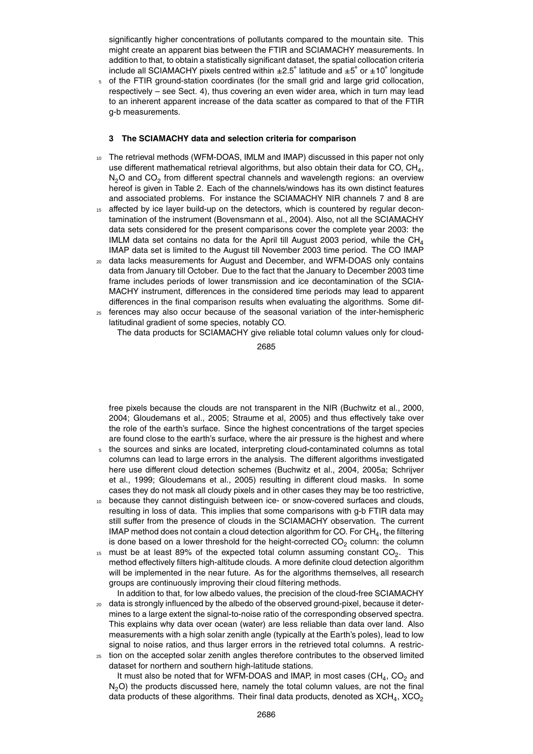significantly higher concentrations of pollutants compared to the mountain site. This might create an apparent bias between the FTIR and SCIAMACHY measurements. In addition to that, to obtain a statistically significant dataset, the spatial collocation criteria include all SCIAMACHY pixels centred within ±2.5° latitude and ±5° or ±10° longitude of the FTIR ground-station coordinates (for the small grid and large grid collocation, respectively – see Sect. 4), thus covering an even wider area, which in turn may lead to an inherent apparent increase of the data scatter as compared to that of the FTIR g-b measurements.

## 3 The SCIAMACHY data and selection criteria for comparison

The retrieval methods (WFM-DOAS, IMLM and IMAP) discussed in this paper not only use different mathematical retrieval algorithms, but also obtain their data for CO, $CH_4$, $N_2O$ and $CO_2$ from different spectral channels and wavelength regions: an overview hereof is given in Table 2. Each of the channels/windows has its own distinct features and associated problems. For instance the SCIAMACHY NIR channels 7 and 8 are affected by ice layer build-up on the detectors, which is countered by regular decontamination of the instrument (Bovensmann et al., 2004). Also, not all the SCIAMACHY data sets considered for the present comparisons cover the complete year 2003: the IMLM data set contains no data for the April till August 2003 period, while the $CH_4$ IMAP data set is limited to the August till November 2003 time period. The CO IMAP data lacks measurements for August and December, and WFM-DOAS only contains data from January till October. Due to the fact that the January to December 2003 time frame includes periods of lower transmission and ice decontamination of the SCIAMACHY instrument, differences in the considered time periods may lead to apparent differences in the final comparison results when evaluating the algorithms. Some differences may also occur because of the seasonal variation of the inter-hemispheric latitudinal gradient of some species, notably CO.

The data products for SCIAMACHY give reliable total column values only for cloud-free pixels because the clouds are not transparent in the NIR (Buchwitz et al., 2000, 2004; Gloudemans et al., 2005; Straume et al, 2005) and thus effectively take over the role of the earth's surface. Since the highest concentrations of the target species are found close to the earth's surface, where the air pressure is the highest and where the sources and sinks are located, interpreting cloud-contaminated columns as total columns can lead to large errors in the analysis. The different algorithms investigated here use different cloud detection schemes (Buchwitz et al., 2004, 2005a; Schrijver et al., 1999; Gloudemans et al., 2005) resulting in different cloud masks. In some cases they do not mask all cloudy pixels and in other cases they may be too restrictive, because they cannot distinguish between ice- or snow-covered surfaces and clouds, resulting in loss of data. This implies that some comparisons with g-b FTIR data may still suffer from the presence of clouds in the SCIAMACHY observation. The current IMAP method does not contain a cloud detection algorithm for CO. For $CH_4$, the filtering is done based on a lower threshold for the height-corrected $CO_2$ column: the column must be at least 89% of the expected total column assuming constant $CO_2$. This method effectively filters high-altitude clouds. A more definite cloud detection algorithm will be implemented in the near future. As for the algorithms themselves, all research groups are continuously improving their cloud filtering methods.

In addition to that, for low albedo values, the precision of the cloud-free SCIAMACHY data is strongly influenced by the albedo of the observed ground-pixel, because it determines to a large extent the signal-to-noise ratio of the corresponding observed spectra. This explains why data over ocean (water) are less reliable than data over land. Also measurements with a high solar zenith angle (typically at the Earth's poles), lead to low signal to noise ratios, and thus larger errors in the retrieved total columns. A restriction on the accepted solar zenith angles therefore contributes to the observed limited dataset for northern and southern high-latitude stations.

It must also be noted that for WFM-DOAS and IMAP, in most cases ($CH_4$, $CO_2$ and $N_2O$) the products discussed here, namely the total column values, are not the final data products of these algorithms. Their final data products, denoted as $XCH_4$, $XCO_2$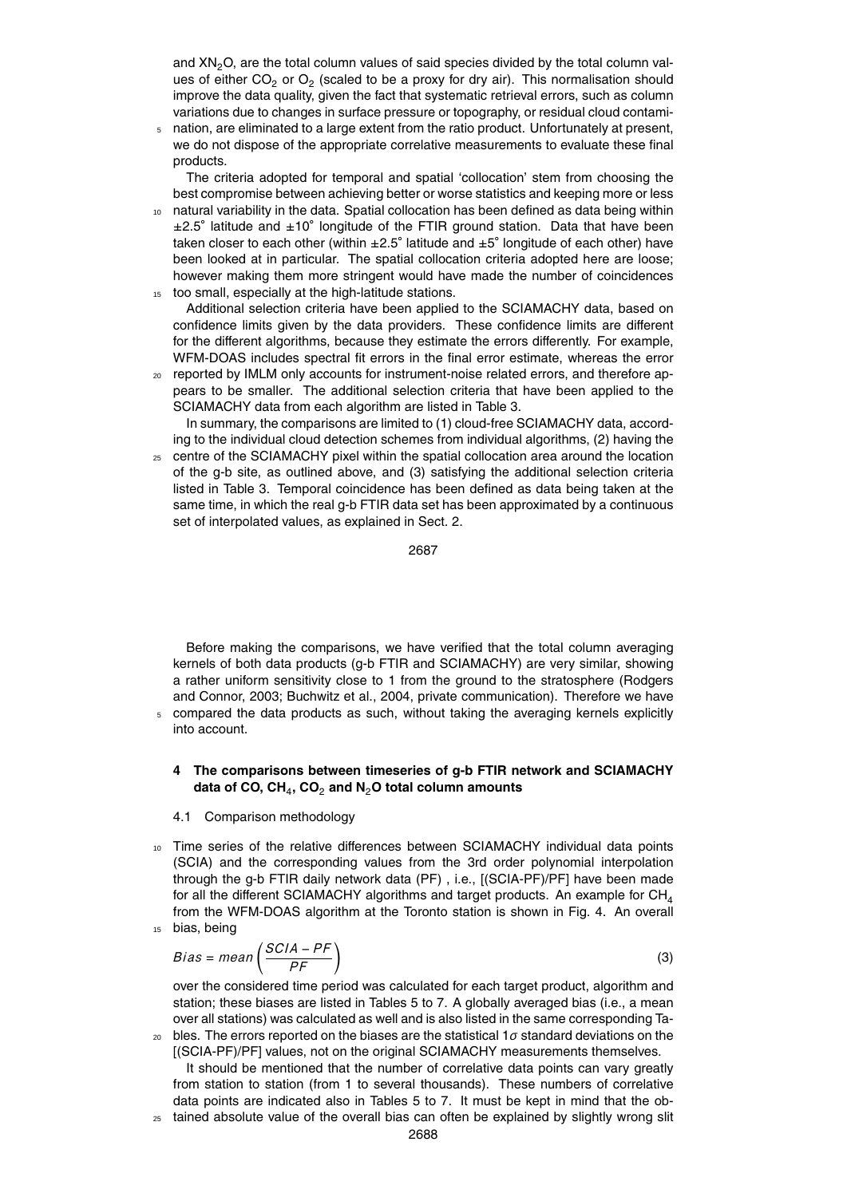and $XN_2O$, are the total column values of said species divided by the total column values of either $CO_2$ or $O_2$ (scaled to be a proxy for dry air). This normalisation should improve the data quality, given the fact that systematic retrieval errors, such as column variations due to changes in surface pressure or topography, or residual cloud contamination, are eliminated to a large extent from the ratio product. Unfortunately at present, we do not dispose of the appropriate correlative measurements to evaluate these final products.

The criteria adopted for temporal and spatial 'collocation' stem from choosing the best compromise between achieving better or worse statistics and keeping more or less natural variability in the data. Spatial collocation has been defined as data being within $\pm 2.5^\circ$ latitude and $\pm 10^\circ$ longitude of the FTIR ground station. Data that have been taken closer to each other (within $\pm 2.5^\circ$ latitude and $\pm 5^\circ$ longitude of each other) have been looked at in particular. The spatial collocation criteria adopted here are loose; however making them more stringent would have made the number of coincidences too small, especially at the high-latitude stations.

Additional selection criteria have been applied to the SCIAMACHY data, based on confidence limits given by the data providers. These confidence limits are different for the different algorithms, because they estimate the errors differently. For example, WFM-DOAS includes spectral fit errors in the final error estimate, whereas the error reported by IMLM only accounts for instrument-noise related errors, and therefore appears to be smaller. The additional selection criteria that have been applied to the SCIAMACHY data from each algorithm are listed in Table 3.

In summary, the comparisons are limited to (1) cloud-free SCIAMACHY data, according to the individual cloud detection schemes from individual algorithms, (2) having the centre of the SCIAMACHY pixel within the spatial collocation area around the location of the g-b site, as outlined above, and (3) satisfying the additional selection criteria listed in Table 3. Temporal coincidence has been defined as data being taken at the same time, in which the real g-b FTIR data set has been approximated by a continuous set of interpolated values, as explained in Sect. 2.

Before making the comparisons, we have verified that the total column averaging kernels of both data products (g-b FTIR and SCIAMACHY) are very similar, showing a rather uniform sensitivity close to 1 from the ground to the stratosphere (Rodgers and Connor, 2003; Buchwitz et al., 2004, private communication). Therefore we have compared the data products as such, without taking the averaging kernels explicitly into account.

## 4 The comparisons between timeseries of g-b FTIR network and SCIAMACHY data of CO, $CH_4$, $CO_2$ and $N_2O$ total column amounts

### 4.1 Comparison methodology

Time series of the relative differences between SCIAMACHY individual data points (SCIA) and the corresponding values from the 3rd order polynomial interpolation through the g-b FTIR daily network data (PF) , i.e., [(SCIA-PF)/PF] have been made for all the different SCIAMACHY algorithms and target products. An example for $CH_4$ from the WFM-DOAS algorithm at the Toronto station is shown in Fig. 4. An overall bias, being

$$Bias = mean\left(\frac{SCIA - PF}{PF}\right) \tag{3}$$

over the considered time period was calculated for each target product, algorithm and station; these biases are listed in Tables 5 to 7. A globally averaged bias (i.e., a mean over all stations) was calculated as well and is also listed in the same corresponding Tables. The errors reported on the biases are the statistical $1\sigma$ standard deviations on the [(SCIA-PF)/PF] values, not on the original SCIAMACHY measurements themselves.

It should be mentioned that the number of correlative data points can vary greatly from station to station (from 1 to several thousands). These numbers of correlative data points are indicated also in Tables 5 to 7. It must be kept in mind that the obtained absolute value of the overall bias can often be explained by slightly wrong slit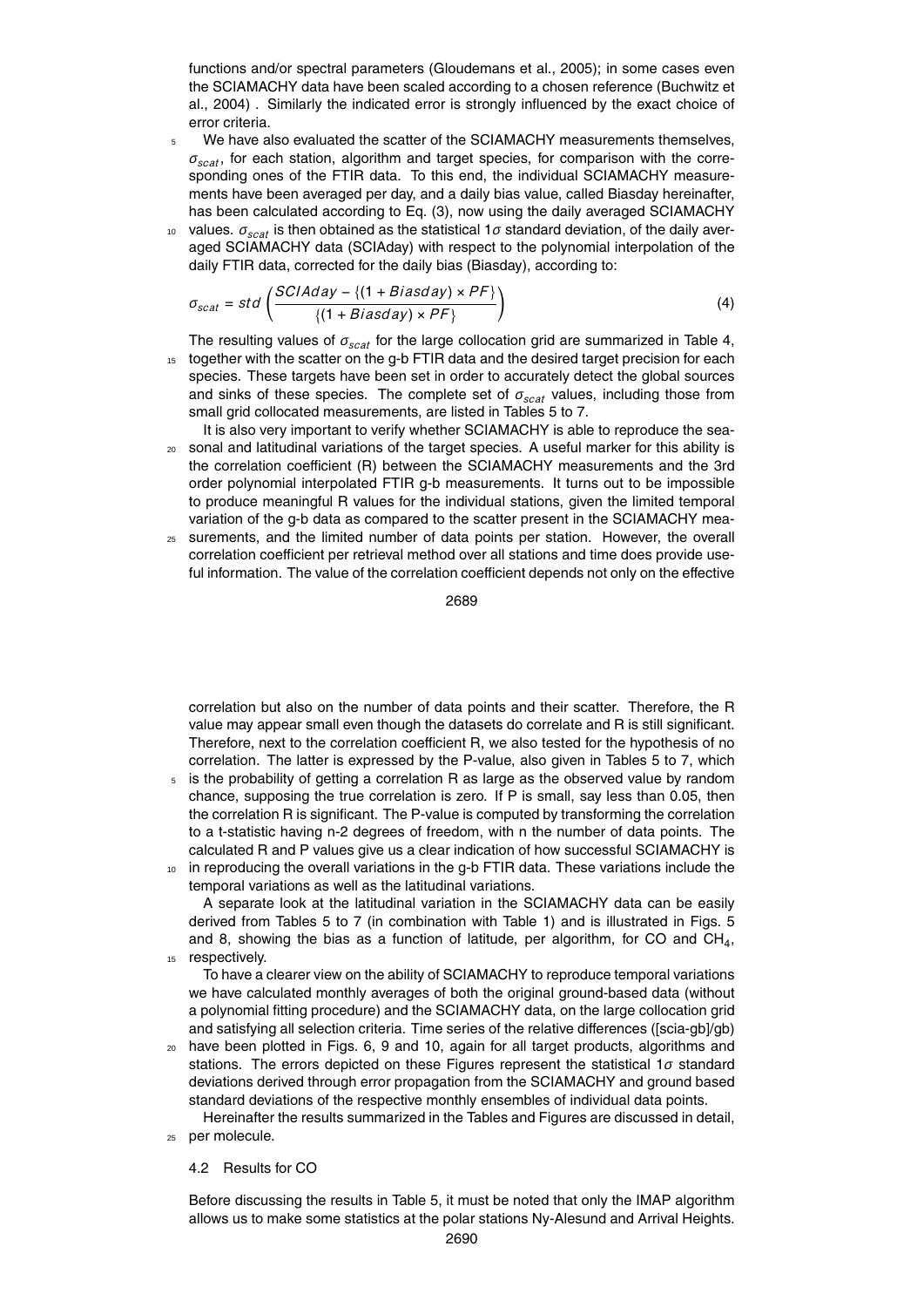functions and/or spectral parameters (Gloudemans et al., 2005); in some cases even the SCIAMACHY data have been scaled according to a chosen reference (Buchwitz et al., 2004) . Similarly the indicated error is strongly influenced by the exact choice of error criteria.

We have also evaluated the scatter of the SCIAMACHY measurements themselves, $\sigma_{scat}$, for each station, algorithm and target species, for comparison with the corresponding ones of the FTIR data. To this end, the individual SCIAMACHY measurements have been averaged per day, and a daily bias value, called Biasday hereinafter, has been calculated according to Eq. (3), now using the daily averaged SCIAMACHY values. $\sigma_{scat}$ is then obtained as the statistical 1$\sigma$ standard deviation, of the daily averaged SCIAMACHY data (SCIAday) with respect to the polynomial interpolation of the daily FTIR data, corrected for the daily bias (Biasday), according to:

$$\sigma_{scat} = std\left(\frac{SCIAday - \{(1 + Biasday) \times PF\}}{\{(1 + Biasday) \times PF\}}\right) \tag{4}$$

The resulting values of $\sigma_{scat}$ for the large collocation grid are summarized in Table 4, together with the scatter on the g-b FTIR data and the desired target precision for each species. These targets have been set in order to accurately detect the global sources and sinks of these species. The complete set of $\sigma_{scat}$ values, including those from small grid collocated measurements, are listed in Tables 5 to 7.

It is also very important to verify whether SCIAMACHY is able to reproduce the seasonal and latitudinal variations of the target species. A useful marker for this ability is the correlation coefficient (R) between the SCIAMACHY measurements and the 3rd order polynomial interpolated FTIR g-b measurements. It turns out to be impossible to produce meaningful R values for the individual stations, given the limited temporal variation of the g-b data as compared to the scatter present in the SCIAMACHY measurements, and the limited number of data points per station. However, the overall correlation coefficient per retrieval method over all stations and time does provide useful information. The value of the correlation coefficient depends not only on the effective correlation but also on the number of data points and their scatter. Therefore, the R value may appear small even though the datasets do correlate and R is still significant. Therefore, next to the correlation coefficient R, we also tested for the hypothesis of no correlation. The latter is expressed by the P-value, also given in Tables 5 to 7, which is the probability of getting a correlation R as large as the observed value by random chance, supposing the true correlation is zero. If P is small, say less than 0.05, then the correlation R is significant. The P-value is computed by transforming the correlation to a t-statistic having n-2 degrees of freedom, with n the number of data points. The calculated R and P values give us a clear indication of how successful SCIAMACHY is in reproducing the overall variations in the g-b FTIR data. These variations include the temporal variations as well as the latitudinal variations.

A separate look at the latitudinal variation in the SCIAMACHY data can be easily derived from Tables 5 to 7 (in combination with Table 1) and is illustrated in Figs. 5 and 8, showing the bias as a function of latitude, per algorithm, for CO and $CH_4$, respectively.

To have a clearer view on the ability of SCIAMACHY to reproduce temporal variations we have calculated monthly averages of both the original ground-based data (without a polynomial fitting procedure) and the SCIAMACHY data, on the large collocation grid and satisfying all selection criteria. Time series of the relative differences ([scia-gb]/gb) have been plotted in Figs. 6, 9 and 10, again for all target products, algorithms and stations. The errors depicted on these Figures represent the statistical 1$\sigma$ standard deviations derived through error propagation from the SCIAMACHY and ground based standard deviations of the respective monthly ensembles of individual data points.

Hereinafter the results summarized in the Tables and Figures are discussed in detail, per molecule.

### 4.2 Results for CO

Before discussing the results in Table 5, it must be noted that only the IMAP algorithm allows us to make some statistics at the polar stations Ny-Alesund and Arrival Heights.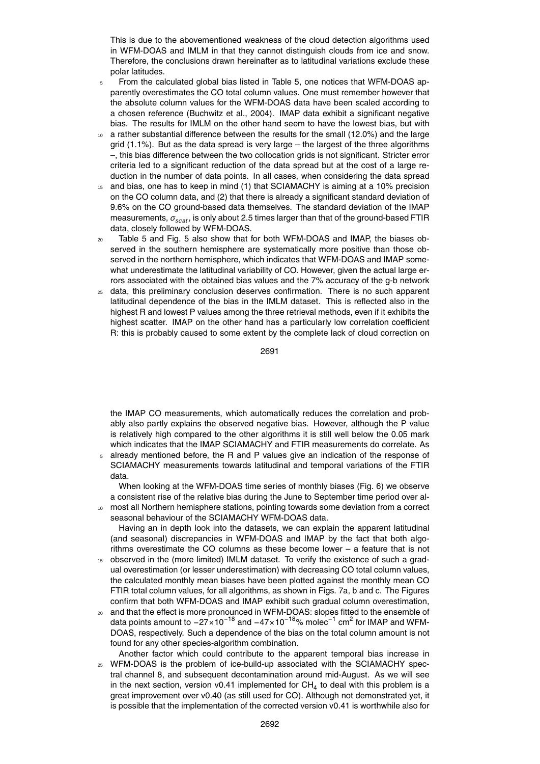This is due to the abovementioned weakness of the cloud detection algorithms used in WFM-DOAS and IMLM in that they cannot distinguish clouds from ice and snow. Therefore, the conclusions drawn hereinafter as to latitudinal variations exclude these polar latitudes.

From the calculated global bias listed in Table 5, one notices that WFM-DOAS apparently overestimates the CO total column values. One must remember however that the absolute column values for the WFM-DOAS data have been scaled according to a chosen reference (Buchwitz et al., 2004). IMAP data exhibit a significant negative bias. The results for IMLM on the other hand seem to have the lowest bias, but with a rather substantial difference between the results for the small (12.0%) and the large grid (1.1%). But as the data spread is very large – the largest of the three algorithms –, this bias difference between the two collocation grids is not significant. Stricter error criteria led to a significant reduction of the data spread but at the cost of a large reduction in the number of data points. In all cases, when considering the data spread and bias, one has to keep in mind (1) that SCIAMACHY is aiming at a 10% precision on the CO column data, and (2) that there is already a significant standard deviation of 9.6% on the CO ground-based data themselves. The standard deviation of the IMAP measurements, $\sigma_{scat}$, is only about 2.5 times larger than that of the ground-based FTIR data, closely followed by WFM-DOAS.

Table 5 and Fig. 5 also show that for both WFM-DOAS and IMAP, the biases observed in the southern hemisphere are systematically more positive than those observed in the northern hemisphere, which indicates that WFM-DOAS and IMAP somewhat underestimate the latitudinal variability of CO. However, given the actual large errors associated with the obtained bias values and the 7% accuracy of the g-b network data, this preliminary conclusion deserves confirmation. There is no such apparent latitudinal dependence of the bias in the IMLM dataset. This is reflected also in the highest R and lowest P values among the three retrieval methods, even if it exhibits the highest scatter. IMAP on the other hand has a particularly low correlation coefficient R: this is probably caused to some extent by the complete lack of cloud correction on the IMAP CO measurements, which automatically reduces the correlation and probably also partly explains the observed negative bias. However, although the P value is relatively high compared to the other algorithms it is still well below the 0.05 mark which indicates that the IMAP SCIAMACHY and FTIR measurements do correlate. As already mentioned before, the R and P values give an indication of the response of SCIAMACHY measurements towards latitudinal and temporal variations of the FTIR data.

When looking at the WFM-DOAS time series of monthly biases (Fig. 6) we observe a consistent rise of the relative bias during the June to September time period over almost all Northern hemisphere stations, pointing towards some deviation from a correct seasonal behaviour of the SCIAMACHY WFM-DOAS data.

Having an in depth look into the datasets, we can explain the apparent latitudinal (and seasonal) discrepancies in WFM-DOAS and IMAP by the fact that both algorithms overestimate the CO columns as these become lower – a feature that is not observed in the (more limited) IMLM dataset. To verify the existence of such a gradual overestimation (or lesser underestimation) with decreasing CO total column values, the calculated monthly mean biases have been plotted against the monthly mean CO FTIR total column values, for all algorithms, as shown in Figs. 7a, b and c. The Figures confirm that both WFM-DOAS and IMAP exhibit such gradual column overestimation, and that the effect is more pronounced in WFM-DOAS: slopes fitted to the ensemble of data points amount to $-27\times10^{-18}$ and $-47\times10^{-18}$% molec$^{-1}$ cm$^{2}$ for IMAP and WFM-DOAS, respectively. Such a dependence of the bias on the total column amount is not found for any other species-algorithm combination.

Another factor which could contribute to the apparent temporal bias increase in WFM-DOAS is the problem of ice-build-up associated with the SCIAMACHY spectral channel 8, and subsequent decontamination around mid-August. As we will see in the next section, version v0.41 implemented for $CH_4$ to deal with this problem is a great improvement over v0.40 (as still used for CO). Although not demonstrated yet, it is possible that the implementation of the corrected version v0.41 is worthwhile also for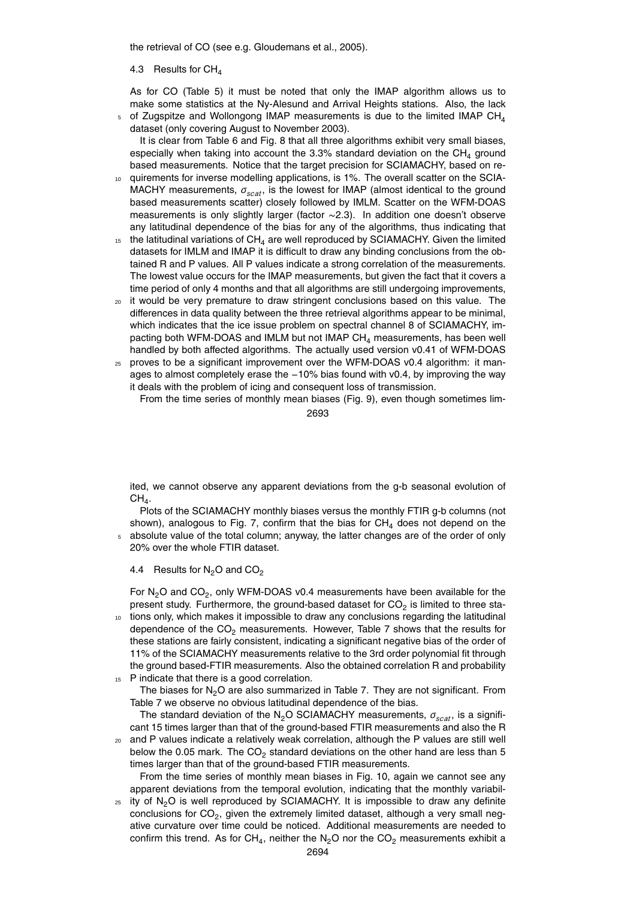the retrieval of CO (see e.g. Gloudemans et al., 2005).

### 4.3 Results for $CH_4$

As for CO (Table 5) it must be noted that only the IMAP algorithm allows us to make some statistics at the Ny-Alesund and Arrival Heights stations. Also, the lack of Zugspitze and Wollongong IMAP measurements is due to the limited IMAP $CH_4$ dataset (only covering August to November 2003).

It is clear from Table 6 and Fig. 8 that all three algorithms exhibit very small biases, especially when taking into account the 3.3% standard deviation on the $CH_4$ ground based measurements. Notice that the target precision for SCIAMACHY, based on requirements for inverse modelling applications, is 1%. The overall scatter on the SCIAMACHY measurements, $\sigma_{scat}$, is the lowest for IMAP (almost identical to the ground based measurements scatter) closely followed by IMLM. Scatter on the WFM-DOAS measurements is only slightly larger (factor ∼2.3). In addition one doesn't observe any latitudinal dependence of the bias for any of the algorithms, thus indicating that the latitudinal variations of $CH_4$ are well reproduced by SCIAMACHY. Given the limited datasets for IMLM and IMAP it is difficult to draw any binding conclusions from the obtained R and P values. All P values indicate a strong correlation of the measurements. The lowest value occurs for the IMAP measurements, but given the fact that it covers a time period of only 4 months and that all algorithms are still undergoing improvements, it would be very premature to draw stringent conclusions based on this value. The differences in data quality between the three retrieval algorithms appear to be minimal, which indicates that the ice issue problem on spectral channel 8 of SCIAMACHY, impacting both WFM-DOAS and IMLM but not IMAP $CH_4$ measurements, has been well handled by both affected algorithms. The actually used version v0.41 of WFM-DOAS proves to be a significant improvement over the WFM-DOAS v0.4 algorithm: it manages to almost completely erase the −10% bias found with v0.4, by improving the way it deals with the problem of icing and consequent loss of transmission.

From the time series of monthly mean biases (Fig. 9), even though sometimes limited, we cannot observe any apparent deviations from the g-b seasonal evolution of $CH_4$.

Plots of the SCIAMACHY monthly biases versus the monthly FTIR g-b columns (not shown), analogous to Fig. 7, confirm that the bias for $CH_4$ does not depend on the absolute value of the total column; anyway, the latter changes are of the order of only 20% over the whole FTIR dataset.

### 4.4 Results for $N_2O$ and $CO_2$

For $N_2O$ and $CO_2$, only WFM-DOAS v0.4 measurements have been available for the present study. Furthermore, the ground-based dataset for $CO_2$ is limited to three stations only, which makes it impossible to draw any conclusions regarding the latitudinal dependence of the $CO_2$ measurements. However, Table 7 shows that the results for these stations are fairly consistent, indicating a significant negative bias of the order of 11% of the SCIAMACHY measurements relative to the 3rd order polynomial fit through the ground based-FTIR measurements. Also the obtained correlation R and probability P indicate that there is a good correlation.

The biases for $N_2O$ are also summarized in Table 7. They are not significant. From Table 7 we observe no obvious latitudinal dependence of the bias.

The standard deviation of the $N_2O$ SCIAMACHY measurements, $\sigma_{scat}$, is a significant 15 times larger than that of the ground-based FTIR measurements and also the R and P values indicate a relatively weak correlation, although the P values are still well below the 0.05 mark. The $CO_2$ standard deviations on the other hand are less than 5 times larger than that of the ground-based FTIR measurements.

From the time series of monthly mean biases in Fig. 10, again we cannot see any apparent deviations from the temporal evolution, indicating that the monthly variability of $N_2O$ is well reproduced by SCIAMACHY. It is impossible to draw any definite conclusions for $CO_2$, given the extremely limited dataset, although a very small negative curvature over time could be noticed. Additional measurements are needed to confirm this trend. As for $CH_4$, neither the $N_2O$ nor the $CO_2$ measurements exhibit a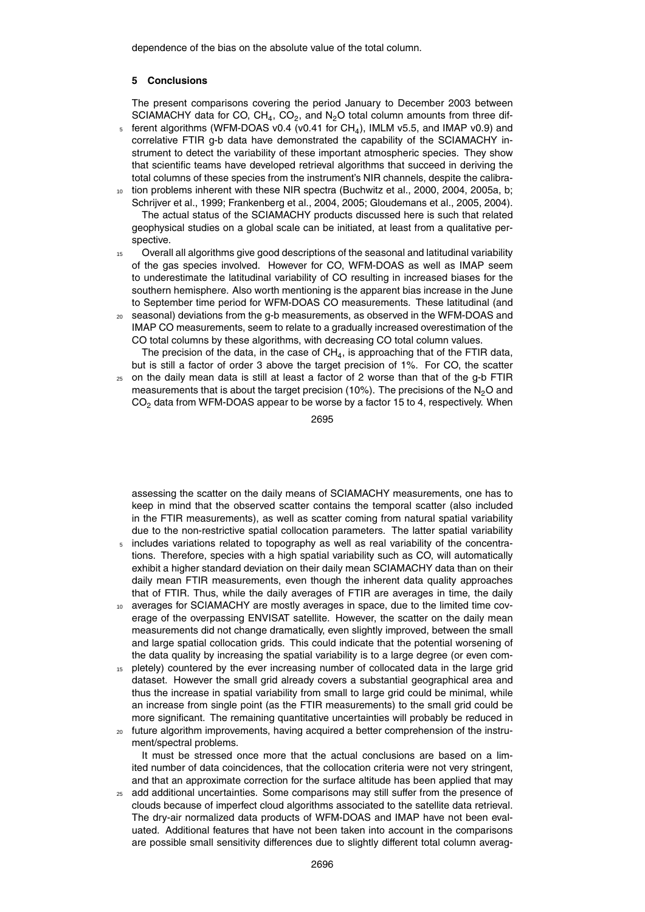dependence of the bias on the absolute value of the total column.

## 5 Conclusions

The present comparisons covering the period January to December 2003 between SCIAMACHY data for CO, $CH_4$, $CO_2$, and $N_2O$ total column amounts from three different algorithms (WFM-DOAS v0.4 (v0.41 for $CH_4$), IMLM v5.5, and IMAP v0.9) and correlative FTIR g-b data have demonstrated the capability of the SCIAMACHY instrument to detect the variability of these important atmospheric species. They show that scientific teams have developed retrieval algorithms that succeed in deriving the total columns of these species from the instrument's NIR channels, despite the calibration problems inherent with these NIR spectra (Buchwitz et al., 2000, 2004, 2005a, b; Schrijver et al., 1999; Frankenberg et al., 2004, 2005; Gloudemans et al., 2005, 2004).

The actual status of the SCIAMACHY products discussed here is such that related geophysical studies on a global scale can be initiated, at least from a qualitative perspective.

Overall all algorithms give good descriptions of the seasonal and latitudinal variability of the gas species involved. However for CO, WFM-DOAS as well as IMAP seem to underestimate the latitudinal variability of CO resulting in increased biases for the southern hemisphere. Also worth mentioning is the apparent bias increase in the June to September time period for WFM-DOAS CO measurements. These latitudinal (and seasonal) deviations from the g-b measurements, as observed in the WFM-DOAS and IMAP CO measurements, seem to relate to a gradually increased overestimation of the CO total columns by these algorithms, with decreasing CO total column values.

The precision of the data, in the case of $CH_4$, is approaching that of the FTIR data, but is still a factor of order 3 above the target precision of 1%. For CO, the scatter on the daily mean data is still at least a factor of 2 worse than that of the g-b FTIR measurements that is about the target precision (10%). The precisions of the $N_2O$ and $CO_2$ data from WFM-DOAS appear to be worse by a factor 15 to 4, respectively. When assessing the scatter on the daily means of SCIAMACHY measurements, one has to keep in mind that the observed scatter contains the temporal scatter (also included in the FTIR measurements), as well as scatter coming from natural spatial variability due to the non-restrictive spatial collocation parameters. The latter spatial variability includes variations related to topography as well as real variability of the concentrations. Therefore, species with a high spatial variability such as CO, will automatically exhibit a higher standard deviation on their daily mean SCIAMACHY data than on their daily mean FTIR measurements, even though the inherent data quality approaches that of FTIR. Thus, while the daily averages of FTIR are averages in time, the daily averages for SCIAMACHY are mostly averages in space, due to the limited time coverage of the overpassing ENVISAT satellite. However, the scatter on the daily mean measurements did not change dramatically, even slightly improved, between the small and large spatial collocation grids. This could indicate that the potential worsening of the data quality by increasing the spatial variability is to a large degree (or even completely) countered by the ever increasing number of collocated data in the large grid dataset. However the small grid already covers a substantial geographical area and thus the increase in spatial variability from small to large grid could be minimal, while an increase from single point (as the FTIR measurements) to the small grid could be more significant. The remaining quantitative uncertainties will probably be reduced in future algorithm improvements, having acquired a better comprehension of the instrument/spectral problems.

It must be stressed once more that the actual conclusions are based on a limited number of data coincidences, that the collocation criteria were not very stringent, and that an approximate correction for the surface altitude has been applied that may add additional uncertainties. Some comparisons may still suffer from the presence of clouds because of imperfect cloud algorithms associated to the satellite data retrieval. The dry-air normalized data products of WFM-DOAS and IMAP have not been evaluated. Additional features that have not been taken into account in the comparisons are possible small sensitivity differences due to slightly different total column averag-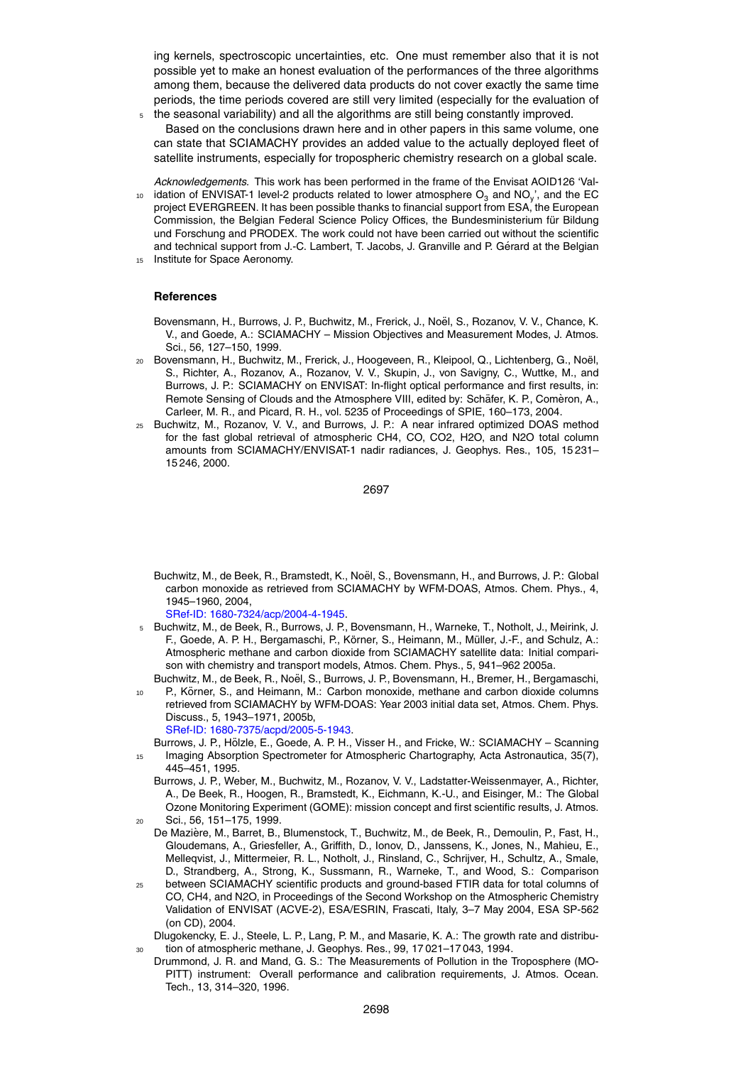ing kernels, spectroscopic uncertainties, etc. One must remember also that it is not possible yet to make an honest evaluation of the performances of the three algorithms among them, because the delivered data products do not cover exactly the same time periods, the time periods covered are still very limited (especially for the evaluation of the seasonal variability) and all the algorithms are still being constantly improved.

Based on the conclusions drawn here and in other papers in this same volume, one can state that SCIAMACHY provides an added value to the actually deployed fleet of satellite instruments, especially for tropospheric chemistry research on a global scale.

*Acknowledgements.* This work has been performed in the frame of the Envisat AOID126 'Validation of ENVISAT-1 level-2 products related to lower atmosphere $O_3$ and $NO_y$', and the EC project EVERGREEN. It has been possible thanks to financial support from ESA, the European Commission, the Belgian Federal Science Policy Offices, the Bundesministerium für Bildung und Forschung and PRODEX. The work could not have been carried out without the scientific and technical support from J.-C. Lambert, T. Jacobs, J. Granville and P. Gérard at the Belgian Institute for Space Aeronomy.

## References

Bovensmann, H., Burrows, J. P., Buchwitz, M., Frerick, J., Noël, S., Rozanov, V. V., Chance, K. V., and Goede, A.: SCIAMACHY – Mission Objectives and Measurement Modes, J. Atmos. Sci., 56, 127–150, 1999.

Bovensmann, H., Buchwitz, M., Frerick, J., Hoogeveen, R., Kleipool, Q., Lichtenberg, G., Noël, S., Richter, A., Rozanov, A., Rozanov, V. V., Skupin, J., von Savigny, C., Wuttke, M., and Burrows, J. P.: SCIAMACHY on ENVISAT: In-flight optical performance and first results, in: Remote Sensing of Clouds and the Atmosphere VIII, edited by: Schäfer, K. P., Comèron, A., Carleer, M. R., and Picard, R. H., vol. 5235 of Proceedings of SPIE, 160–173, 2004.

Buchwitz, M., Rozanov, V. V., and Burrows, J. P.: A near infrared optimized DOAS method for the fast global retrieval of atmospheric CH4, CO, CO2, H2O, and N2O total column amounts from SCIAMACHY/ENVISAT-1 nadir radiances, J. Geophys. Res., 105, 15 231–15 246, 2000.

Buchwitz, M., de Beek, R., Bramstedt, K., Noël, S., Bovensmann, H., and Burrows, J. P.: Global carbon monoxide as retrieved from SCIAMACHY by WFM-DOAS, Atmos. Chem. Phys., 4, 1945–1960, 2004, SRef-ID: 1680-7324/acp/2004-4-1945.

Buchwitz, M., de Beek, R., Burrows, J. P., Bovensmann, H., Warneke, T., Notholt, J., Meirink, J. F., Goede, A. P. H., Bergamaschi, P., Körner, S., Heimann, M., Müller, J.-F., and Schulz, A.: Atmospheric methane and carbon dioxide from SCIAMACHY satellite data: Initial comparison with chemistry and transport models, Atmos. Chem. Phys., 5, 941–962 2005a.

Buchwitz, M., de Beek, R., Noël, S., Burrows, J. P., Bovensmann, H., Bremer, H., Bergamaschi, P., Körner, S., and Heimann, M.: Carbon monoxide, methane and carbon dioxide columns retrieved from SCIAMACHY by WFM-DOAS: Year 2003 initial data set, Atmos. Chem. Phys. Discuss., 5, 1943–1971, 2005b, SRef-ID: 1680-7375/acpd/2005-5-1943.

Burrows, J. P., Hölzle, E., Goede, A. P. H., Visser H., and Fricke, W.: SCIAMACHY – Scanning Imaging Absorption Spectrometer for Atmospheric Chartography, Acta Astronautica, 35(7), 445–451, 1995.

Burrows, J. P., Weber, M., Buchwitz, M., Rozanov, V. V., Ladstatter-Weissenmayer, A., Richter, A., De Beek, R., Hoogen, R., Bramstedt, K., Eichmann, K.-U., and Eisinger, M.: The Global Ozone Monitoring Experiment (GOME): mission concept and first scientific results, J. Atmos. Sci., 56, 151–175, 1999.

De Mazière, M., Barret, B., Blumenstock, T., Buchwitz, M., de Beek, R., Demoulin, P., Fast, H., Gloudemans, A., Griesfeller, A., Griffith, D., Ionov, D., Janssens, K., Jones, N., Mahieu, E., Melleqvist, J., Mittermeier, R. L., Notholt, J., Rinsland, C., Schrijver, H., Schultz, A., Smale, D., Strandberg, A., Strong, K., Sussmann, R., Warneke, T., and Wood, S.: Comparison between SCIAMACHY scientific products and ground-based FTIR data for total columns of CO, CH4, and N2O, in Proceedings of the Second Workshop on the Atmospheric Chemistry Validation of ENVISAT (ACVE-2), ESA/ESRIN, Frascati, Italy, 3–7 May 2004, ESA SP-562 (on CD), 2004.

Dlugokencky, E. J., Steele, L. P., Lang, P. M., and Masarie, K. A.: The growth rate and distribution of atmospheric methane, J. Geophys. Res., 99, 17 021–17 043, 1994.

Drummond, J. R. and Mand, G. S.: The Measurements of Pollution in the Troposphere (MOPITT) instrument: Overall performance and calibration requirements, J. Atmos. Ocean. Tech., 13, 314–320, 1996.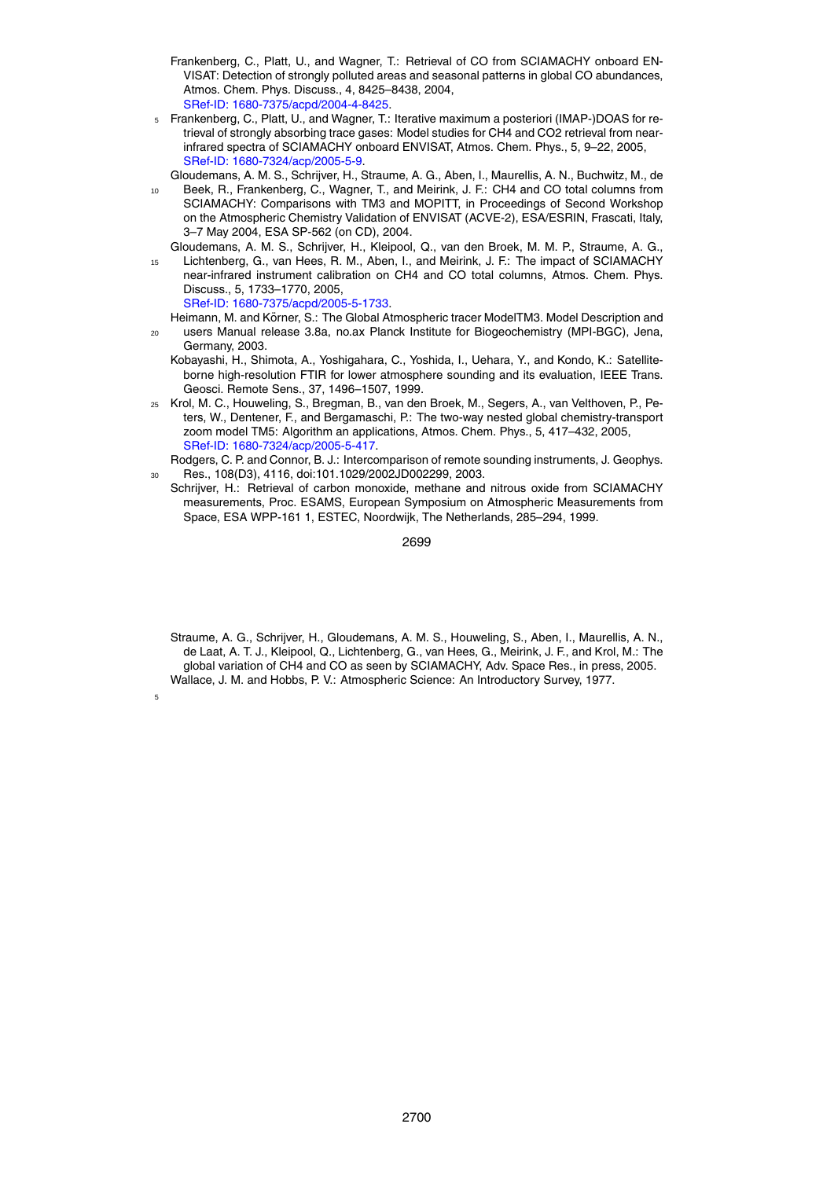Frankenberg, C., Platt, U., and Wagner, T.: Retrieval of CO from SCIAMACHY onboard ENVISAT: Detection of strongly polluted areas and seasonal patterns in global CO abundances, Atmos. Chem. Phys. Discuss., 4, 8425–8438, 2004, SRef-ID: 1680-7375/acpd/2004-4-8425.

Frankenberg, C., Platt, U., and Wagner, T.: Iterative maximum a posteriori (IMAP-)DOAS for retrieval of strongly absorbing trace gases: Model studies for CH4 and CO2 retrieval from near-infrared spectra of SCIAMACHY onboard ENVISAT, Atmos. Chem. Phys., 5, 9–22, 2005, SRef-ID: 1680-7324/acp/2005-5-9.

Gloudemans, A. M. S., Schrijver, H., Straume, A. G., Aben, I., Maurellis, A. N., Buchwitz, M., de Beek, R., Frankenberg, C., Wagner, T., and Meirink, J. F.: CH4 and CO total columns from SCIAMACHY: Comparisons with TM3 and MOPITT, in Proceedings of Second Workshop on the Atmospheric Chemistry Validation of ENVISAT (ACVE-2), ESA/ESRIN, Frascati, Italy, 3–7 May 2004, ESA SP-562 (on CD), 2004.

Gloudemans, A. M. S., Schrijver, H., Kleipool, Q., van den Broek, M. M. P., Straume, A. G., Lichtenberg, G., van Hees, R. M., Aben, I., and Meirink, J. F.: The impact of SCIAMACHY near-infrared instrument calibration on CH4 and CO total columns, Atmos. Chem. Phys. Discuss., 5, 1733–1770, 2005, SRef-ID: 1680-7375/acpd/2005-5-1733.

Heimann, M. and Körner, S.: The Global Atmospheric tracer ModelTM3. Model Description and users Manual release 3.8a, no.ax Planck Institute for Biogeochemistry (MPI-BGC), Jena, Germany, 2003.

Kobayashi, H., Shimota, A., Yoshigahara, C., Yoshida, I., Uehara, Y., and Kondo, K.: Satellite-borne high-resolution FTIR for lower atmosphere sounding and its evaluation, IEEE Trans. Geosci. Remote Sens., 37, 1496–1507, 1999.

Krol, M. C., Houweling, S., Bregman, B., van den Broek, M., Segers, A., van Velthoven, P., Peters, W., Dentener, F., and Bergamaschi, P.: The two-way nested global chemistry-transport zoom model TM5: Algorithm an applications, Atmos. Chem. Phys., 5, 417–432, 2005, SRef-ID: 1680-7324/acp/2005-5-417.

Rodgers, C. P. and Connor, B. J.: Intercomparison of remote sounding instruments, J. Geophys. Res., 108(D3), 4116, doi:101.1029/2002JD002299, 2003.

Schrijver, H.: Retrieval of carbon monoxide, methane and nitrous oxide from SCIAMACHY measurements, Proc. ESAMS, European Symposium on Atmospheric Measurements from Space, ESA WPP-161 1, ESTEC, Noordwijk, The Netherlands, 285–294, 1999.

Straume, A. G., Schrijver, H., Gloudemans, A. M. S., Houweling, S., Aben, I., Maurellis, A. N., de Laat, A. T. J., Kleipool, Q., Lichtenberg, G., van Hees, G., Meirink, J. F., and Krol, M.: The global variation of CH4 and CO as seen by SCIAMACHY, Adv. Space Res., in press, 2005.

Wallace, J. M. and Hobbs, P. V.: Atmospheric Science: An Introductory Survey, 1977.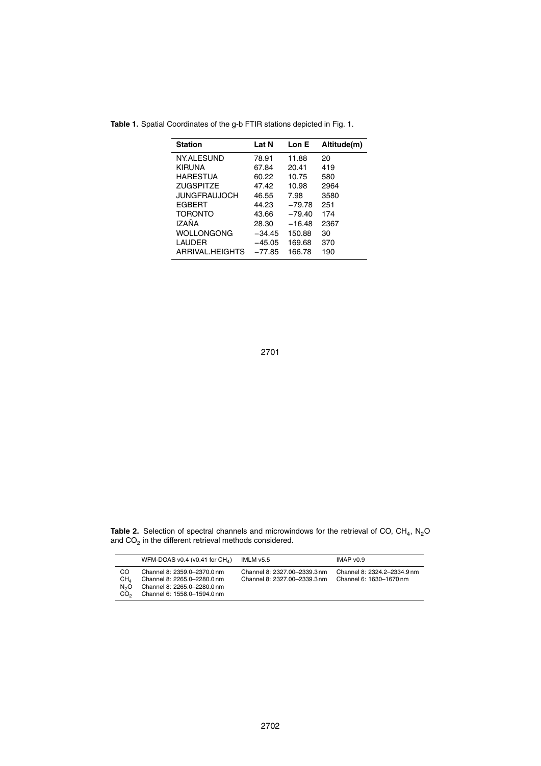**Table 1.** Spatial Coordinates of the g-b FTIR stations depicted in Fig. 1.

| Station | Lat N | Lon E | Altitude(m) |
|---|---|---|---|
| NY.ALESUND | 78.91 | 11.88 | 20 |
| KIRUNA | 67.84 | 20.41 | 419 |
| HARESTUA | 60.22 | 10.75 | 580 |
| ZUGSPITZE | 47.42 | 10.98 | 2964 |
| JUNGFRAUJOCH | 46.55 | 7.98 | 3580 |
| EGBERT | 44.23 | −79.78 | 251 |
| TORONTO | 43.66 | −79.40 | 174 |
| IZAÑA | 28.30 | −16.48 | 2367 |
| WOLLONGONG | −34.45 | 150.88 | 30 |
| LAUDER | −45.05 | 169.68 | 370 |
| ARRIVAL.HEIGHTS | −77.85 | 166.78 | 190 |

**Table 2.** Selection of spectral channels and microwindows for the retrieval of CO, $CH_4$, $N_2O$ and $CO_2$ in the different retrieval methods considered.

| | WFM-DOAS v0.4 (v0.41 for $CH_4$) | IMLM v5.5 | IMAP v0.9 |
|---|---|---|---|
| CO | Channel 8: 2359.0–2370.0 nm | Channel 8: 2327.00–2339.3 nm | Channel 8: 2324.2–2334.9 nm |
| $CH_4$ | Channel 8: 2265.0–2280.0 nm | Channel 8: 2327.00–2339.3 nm | Channel 6: 1630–1670 nm |
| $N_2O$ | Channel 8: 2265.0–2280.0 nm | | |
| $CO_2$ | Channel 6: 1558.0–1594.0 nm | | |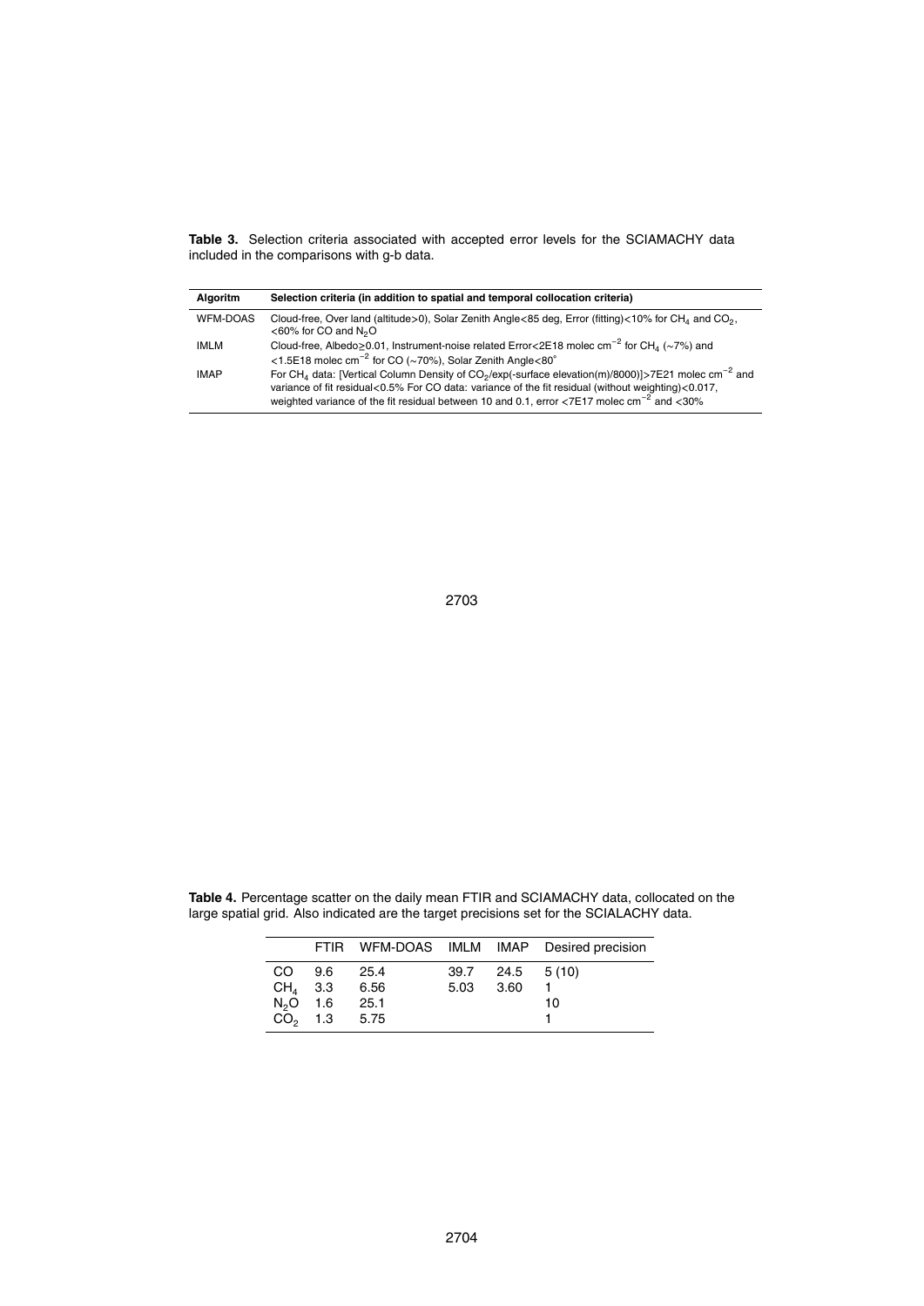**Table 3.** Selection criteria associated with accepted error levels for the SCIAMACHY data included in the comparisons with g-b data.

| Algoritm | Selection criteria (in addition to spatial and temporal collocation criteria) |
|---|---|
| WFM-DOAS | Cloud-free, Over land (altitude>0), Solar Zenith Angle<85 deg, Error (fitting)<10% for $CH_4$ and $CO_2$, <60% for CO and $N_2O$ |
| IMLM | Cloud-free, Albedo≥0.01, Instrument-noise related Error<2E18 molec cm$^{-2}$ for $CH_4$ (∼7%) and <1.5E18 molec cm$^{-2}$ for CO (∼70%), Solar Zenith Angle<80° |
| IMAP | For $CH_4$ data: [Vertical Column Density of $CO_2$/exp(-surface elevation(m)/8000)]>7E21 molec cm$^{-2}$ and variance of fit residual<0.5% For CO data: variance of the fit residual (without weighting)<0.017, weighted variance of the fit residual between 10 and 0.1, error <7E17 molec cm$^{-2}$ and <30% |

**Table 4.** Percentage scatter on the daily mean FTIR and SCIAMACHY data, collocated on the large spatial grid. Also indicated are the target precisions set for the SCIALACHY data.

| | FTIR | WFM-DOAS | IMLM | IMAP | Desired precision |
|---|---|---|---|---|---|
| CO | 9.6 | 25.4 | 39.7 | 24.5 | 5 (10) |
| $CH_4$ | 3.3 | 6.56 | 5.03 | 3.60 | 1 |
| $N_2O$ | 1.6 | 25.1 | | | 10 |
| $CO_2$ | 1.3 | 5.75 | | | 1 |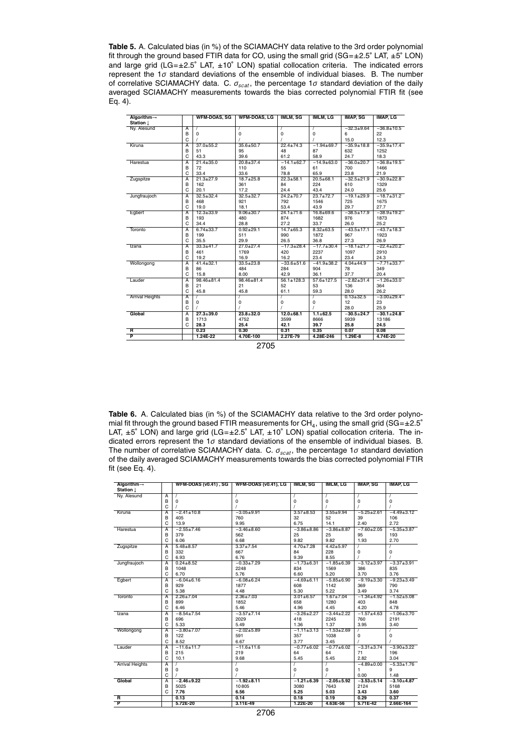**Table 5.** A. Calculated bias (in %) of the SCIAMACHY data relative to the 3rd order polynomial fit through the ground based FTIR data for CO, using the small grid (SG=±2.5° LAT, ±5° LON) and large grid (LG=±2.5° LAT, ±10° LON) spatial collocation criteria. The indicated errors represent the 1$\sigma$ standard deviations of the ensemble of individual biases. B. The number of correlative SCIAMACHY data. C. $\sigma_{scat}$, the percentage 1$\sigma$ standard deviation of the daily averaged SCIAMACHY measurements towards the bias corrected polynomial FTIR fit (see Eq. 4).

| Algorithm→ Station ↓ | | WFM-DOAS, SG | WFM-DOAS, LG | IMLM, SG | IMLM, LG | IMAP, SG | IMAP, LG |
|---|---|---|---|---|---|---|---|
| Ny. Alesund | A | / | / | / | / | −32.3±9.64 | −36.8±10.5 |
| | B | 0 | 0 | 0 | 0 | 6 | 22 |
| | C | / | / | / | / | 15.0 | 12.3 |
| Kiruna | A | 37.0±55.2 | 35.6±50.7 | 22.4±74.3 | −1.94±69.7 | −35.9±18.8 | −35.9±17.4 |
| | B | 51 | 95 | 48 | 87 | 632 | 1252 |
| | C | 43.3 | 39.6 | 61.2 | 58.9 | 24.7 | 18.3 |
| Harestua | A | 21.4±35.0 | 20.8±37.4 | −14.1±62.7 | −14.9±63.0 | −36.0±20.7 | −36.8±19.5 |
| | B | 72 | 110 | 55 | 61 | 700 | 1466 |
| | C | 33.4 | 33.6 | 78.8 | 65.9 | 23.8 | 21.9 |
| Zugspitze | A | 21.3±27.9 | 18.7±25.8 | 22.3±58.1 | 20.5±68.1 | −32.5±21.9 | −30.9±22.8 |
| | B | 162 | 361 | 84 | 224 | 610 | 1329 |
| | C | 20.1 | 17.2 | 24.4 | 43.4 | 24.0 | 25.6 |
| Jungfraujoch | A | 32.5±32.4 | 32.5±32.7 | 24.2±70.7 | 23.7±72.7 | −19.1±29.9 | −18.7±31.2 |
| | B | 468 | 921 | 792 | 1546 | 725 | 1675 |
| | C | 19.0 | 18.1 | 53.4 | 43.9 | 29.7 | 27.7 |
| Egbert | A | 12.3±33.9 | 9.06±30.7 | 24.1±71.6 | 16.8±69.6 | −38.5±17.9 | −38.9±19.2 |
| | B | 193 | 480 | 874 | 1682 | 976 | 1873 |
| | C | 34.4 | 28.8 | 27.2 | 33.7 | 26.0 | 25.2 |
| Toronto | A | 6.74±33.7 | 0.92±29.1 | 14.7±65.3 | 8.32±63.5 | −43.5±17.1 | −43.7±18.3 |
| | B | 199 | 511 | 990 | 1872 | 967 | 1923 |
| | C | 35.5 | 29.9 | 26.5 | 36.8 | 27.3 | 26.9 |
| Izana | A | 33.3±41.7 | 27.0±27.4 | −17.3±28.4 | −17.7±30.4 | −18.1±21.7 | −22.4±20.2 |
| | B | 461 | 1769 | 420 | 2237 | 1097 | 2910 |
| | C | 19.2 | 16.9 | 16.2 | 23.4 | 23.4 | 24.3 |
| Wollongong | A | 41.4±32.1 | 33.5±23.8 | −33.6±51.6 | −41.9±38.2 | 4.04±44.9 | −7.71±33.7 |
| | B | 86 | 484 | 284 | 904 | 78 | 349 |
| | C | 15.8 | 8.00 | 42.9 | 36.1 | 37.7 | 20.4 |
| Lauder | A | 98.46±81.4 | 98.46±81.4 | 56.1±128.3 | 57.6±127.5 | −2.82±31.4 | −1.26±33.0 |
| | B | 21 | 21 | 52 | 53 | 136 | 364 |
| | C | 45.8 | 45.8 | 61.1 | 59.3 | 28.0 | 26.2 |
| Arrival Heights | A | / | / | / | / | 0.13±32.5 | −3.00±29.4 |
| | B | 0 | 0 | 0 | 0 | 12 | 23 |
| | C | / | / | / | / | 28.0 | 25.9 |
| **Global** | A | **27.3±39.0** | **23.8±32.0** | **12.0±68.1** | **1.1±62.5** | **−30.5±24.7** | **−30.1±24.8** |
| | B | 1713 | 4752 | 3599 | 8666 | 5939 | 13 186 |
| | C | **28.3** | **25.4** | **42.1** | **39.7** | **25.8** | **24.5** |
| **R** | | **0.23** | **0.30** | **0.31** | **0.35** | **0.07** | **0.08** |
| **P** | | **1.24E-22** | **4.70E-100** | **2.27E-79** | **4.28E-246** | **1.29E-8** | **4.74E-20** |

**Table 6.** A. Calculated bias (in %) of the SCIAMACHY data relative to the 3rd order polynomial fit through the ground based FTIR measurements for $CH_4$, using the small grid (SG=±2.5° LAT, ±5° LON) and large grid (LG=±2.5° LAT, ±10° LON) spatial collocation criteria. The indicated errors represent the 1$\sigma$ standard deviations of the ensemble of individual biases. B. The number of correlative SCIAMACHY data. C. $\sigma_{scat}$, the percentage 1$\sigma$ standard deviation of the daily averaged SCIAMACHY measurements towards the bias corrected polynomial FTIR fit (see Eq. 4).

| Algorithm→ Station ↓ | | WFM-DOAS (v0.41), SG | WFM-DOAS (v0.41), LG | IMLM, SG | IMLM, LG | IMAP, SG | IMAP, LG |
|---|---|---|---|---|---|---|---|
| Ny. Alesund | A | / | / | / | / | / | / |
| | B | 0 | 0 | 0 | 0 | 0 | 0 |
| | C | / | / | / | / | / | / |
| Kiruna | A | −2.41±10.8 | −3.05±9.91 | 3.57±8.53 | 3.55±9.94 | −5.25±2.61 | −4.49±3.12 |
| | B | 405 | 760 | 32 | 52 | 39 | 106 |
| | C | 13.9 | 9.95 | 6.75 | 14.1 | 2.40 | 2.72 |
| Harestua | A | −2.55±7.46 | −3.46±8.60 | −3.86±8.86 | −3.86±8.87 | −7.60±2.05 | −5.35±3.87 |
| | B | 379 | 562 | 25 | 25 | 95 | 193 |
| | C | 6.06 | 6.68 | 9.82 | 9.82 | 1.93 | 2.70 |
| Zugspitze | A | 5.48±8.57 | 3.37±7.54 | 4.70±7.28 | 4.42±5.97 | / | / |
| | B | 332 | 667 | 84 | 228 | 0 | 0 |
| | C | 6.93 | 6.76 | 9.39 | 8.55 | / | / |
| Jungfraujoch | A | 0.24±8.52 | −0.33±7.29 | −1.73±6.31 | −1.85±6.39 | −3.12±3.97 | −3.37±3.91 |
| | B | 1048 | 2248 | 834 | 1569 | 386 | 835 |
| | C | 6.70 | 5.76 | 6.60 | 5.20 | 3.70 | 3.76 |
| Egbert | A | −6.04±6.16 | −6.08±6.24 | −4.69±6.11 | −5.85±6.90 | −9.19±3.30 | −9.23±3.49 |
| | B | 929 | 1877 | 608 | 1142 | 369 | 790 |
| | C | 5.38 | 4.48 | 5.30 | 5.22 | 3.49 | 3.74 |
| Toronto | A | 2.26±7.04 | 2.36±7.03 | 3.01±6.57 | 1.67±7.04 | −1.34±4.92 | −1.52±5.08 |
| | B | 899 | 1852 | 658 | 1280 | 403 | 848 |
| | C | 6.46 | 5.46 | 4.96 | 4.45 | 4.20 | 4.78 |
| Izana | A | −8.54±7.54 | −3.57±7.14 | −3.26±2.27 | −3.44±2.22 | −1.57±4.63 | −1.06±3.70 |
| | B | 696 | 2029 | 418 | 2245 | 760 | 2191 |
| | C | 5.33 | 5.49 | 1.36 | 1.37 | 3.95 | 3.40 |
| Wollongong | A | −3.80±7.07 | −2.02±5.89 | −1.11±3.13 | −1.53±2.69 | / | / |
| | B | 122 | 591 | 357 | 1038 | 0 | 0 |
| | C | 8.52 | 6.67 | 3.77 | 3.45 | / | / |
| Lauder | A | −11.6±11.7 | −11.6±11.6 | −0.77±6.02 | −0.77±6.02 | −3.31±3.74 | −3.90±3.22 |
| | B | 215 | 219 | 64 | 64 | 71 | 196 |
| | C | 10.1 | 9.68 | 5.45 | 5.45 | 2.82 | 3.04 |
| Arrival Heights | A | / | / | / | / | −4.89±0.00 | −5.33±1.76 |
| | B | 0 | 0 | 0 | 0 | 1 | 9 |
| | C | / | / | / | / | 0.00 | 1.48 |
| **Global** | A | **−2.46±9.22** | **−1.92±8.11** | **−1.21±6.39** | **−2.05±5.92** | **−3.53±5.14** | **−3.10±4.87** |
| | B | 5025 | 10 805 | 3080 | 7643 | 2124 | 5168 |
| | C | **7.76** | **6.56** | **5.25** | **5.03** | **3.43** | **3.60** |
| **R** | | **0.13** | **0.14** | **0.18** | **0.19** | **0.29** | **0.37** |
| **P** | | **5.72E-20** | **3.11E-49** | **1.22E-20** | **4.63E-56** | **5.71E-42** | **2.66E-164** |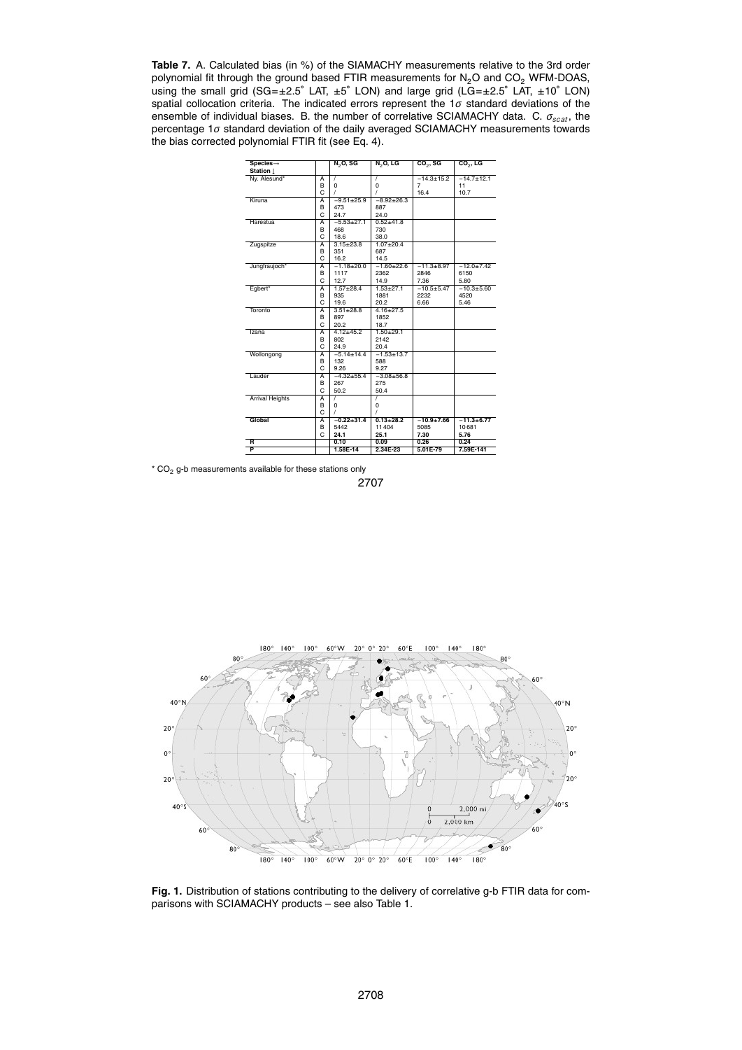**Table 7.** A. Calculated bias (in %) of the SIAMACHY measurements relative to the 3rd order polynomial fit through the ground based FTIR measurements for $N_2O$ and $CO_2$ WFM-DOAS, using the small grid (SG=±2.5° LAT, ±5° LON) and large grid (LG=±2.5° LAT, ±10° LON) spatial collocation criteria. The indicated errors represent the 1$\sigma$ standard deviations of the ensemble of individual biases. B. the number of correlative SCIAMACHY data. C. $\sigma_{scat}$, the percentage 1$\sigma$ standard deviation of the daily averaged SCIAMACHY measurements towards the bias corrected polynomial FTIR fit (see Eq. 4).

| Species→ Station ↓ | | $N_2O$, SG | $N_2O$, LG | $CO_2$, SG | $CO_2$, LG |
|---|---|---|---|---|---|
| Ny. Alesund* | A | / | / | −14.3±15.2 | −14.7±12.1 |
| | B | 0 | 0 | 7 | 11 |
| | C | / | / | 16.4 | 10.7 |
| Kiruna | A | −9.51±25.9 | −8.92±26.3 | | |
| | B | 473 | 887 | | |
| | C | 24.7 | 24.0 | | |
| Harestua | A | −5.53±27.1 | 0.52±41.8 | | |
| | B | 468 | 730 | | |
| | C | 18.6 | 38.0 | | |
| Zugspitze | A | 3.15±23.8 | 1.07±20.4 | | |
| | B | 351 | 687 | | |
| | C | 16.2 | 14.5 | | |
| Jungfraujoch* | A | −1.18±20.0 | −1.60±22.6 | −11.3±8.97 | −12.0±7.42 |
| | B | 1117 | 2362 | 2846 | 6150 |
| | C | 12.7 | 14.9 | 7.36 | 5.80 |
| Egbert* | A | 1.57±28.4 | 1.53±27.1 | −10.5±5.47 | −10.3±5.60 |
| | B | 935 | 1881 | 2232 | 4520 |
| | C | 19.6 | 20.2 | 6.66 | 5.46 |
| Toronto | A | 3.51±28.8 | 4.16±27.5 | | |
| | B | 897 | 1852 | | |
| | C | 20.2 | 18.7 | | |
| Izana | A | 4.12±45.2 | 1.50±29.1 | | |
| | B | 802 | 2142 | | |
| | C | 24.9 | 20.4 | | |
| Wollongong | A | −5.14±14.4 | −1.53±13.7 | | |
| | B | 132 | 588 | | |
| | C | 9.26 | 9.27 | | |
| Lauder | A | −4.32±55.4 | −3.08±56.8 | | |
| | B | 267 | 275 | | |
| | C | 50.2 | 50.4 | | |
| Arrival Heights | A | / | / | | |
| | B | 0 | 0 | | |
| | C | / | / | | |
| **Global** | A | **−0.22±31.4** | **0.13±28.2** | **−10.9±7.66** | **−11.3±6.77** |
| | B | 5442 | 11 404 | 5085 | 10 681 |
| | C | **24.1** | **25.1** | **7.30** | **5.76** |
| **R** | | **0.10** | **0.09** | **0.26** | **0.24** |
| **P** | | **1.58E-14** | **2.34E-23** | **5.01E-79** | **7.59E-141** |

\* $CO_2$ g-b measurements available for these stations only

**Fig. 1.** Distribution of stations contributing to the delivery of correlative g-b FTIR data for comparisons with SCIAMACHY products – see also Table 1.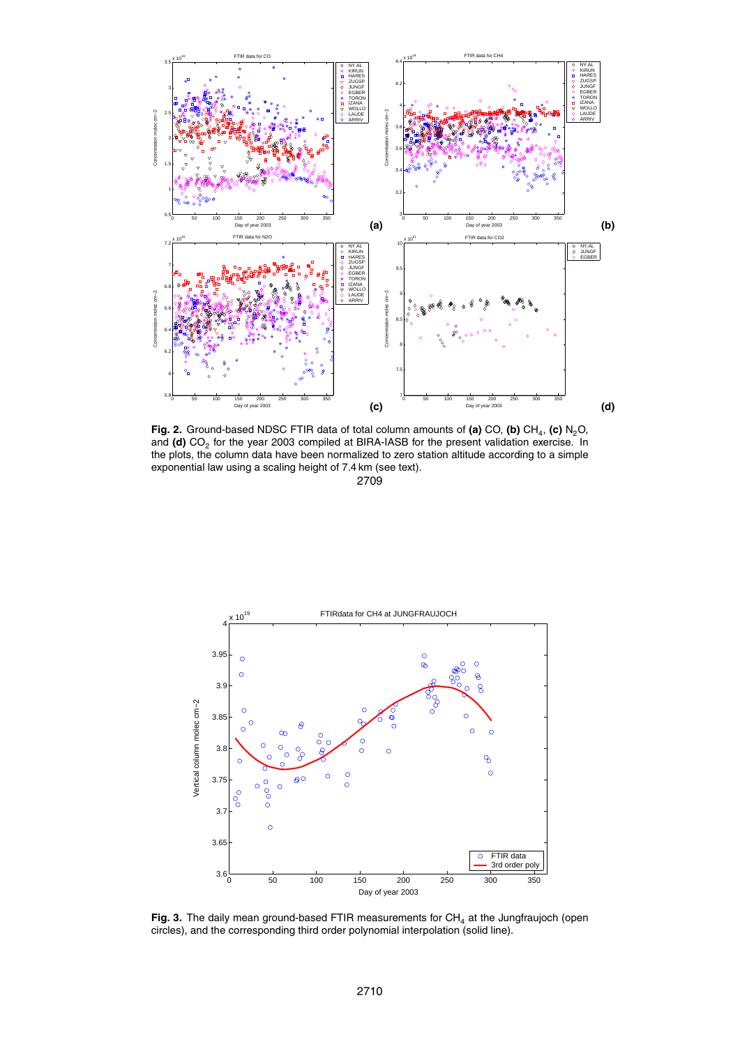**Fig. 2.** Ground-based NDSC FTIR data of total column amounts of **(a)** CO, **(b)** $CH_4$, **(c)** $N_2O$, and **(d)** $CO_2$ for the year 2003 compiled at BIRA-IASB for the present validation exercise. In the plots, the column data have been normalized to zero station altitude according to a simple exponential law using a scaling height of 7.4 km (see text).

**Fig. 3.** The daily mean ground-based FTIR measurements for $CH_4$ at the Jungfraujoch (open circles), and the corresponding third order polynomial interpolation (solid line).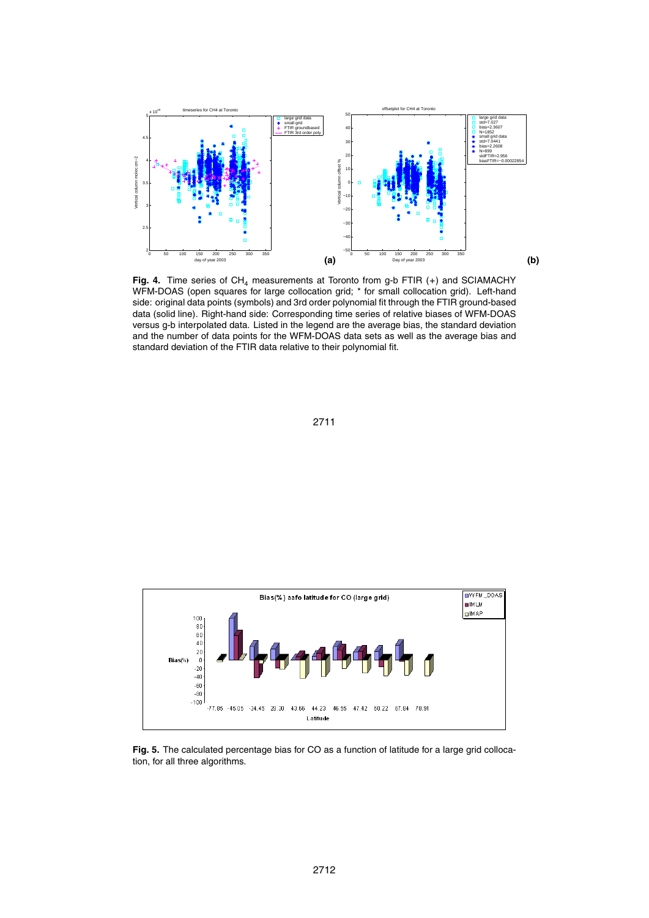**Fig. 4.** Time series of $CH_4$ measurements at Toronto from g-b FTIR (+) and SCIAMACHY WFM-DOAS (open squares for large collocation grid; * for small collocation grid). Left-hand side: original data points (symbols) and 3rd order polynomial fit through the FTIR ground-based data (solid line). Right-hand side: Corresponding time series of relative biases of WFM-DOAS versus g-b interpolated data. Listed in the legend are the average bias, the standard deviation and the number of data points for the WFM-DOAS data sets as well as the average bias and standard deviation of the FTIR data relative to their polynomial fit.

**Fig. 5.** The calculated percentage bias for CO as a function of latitude for a large grid collocation, for all three algorithms.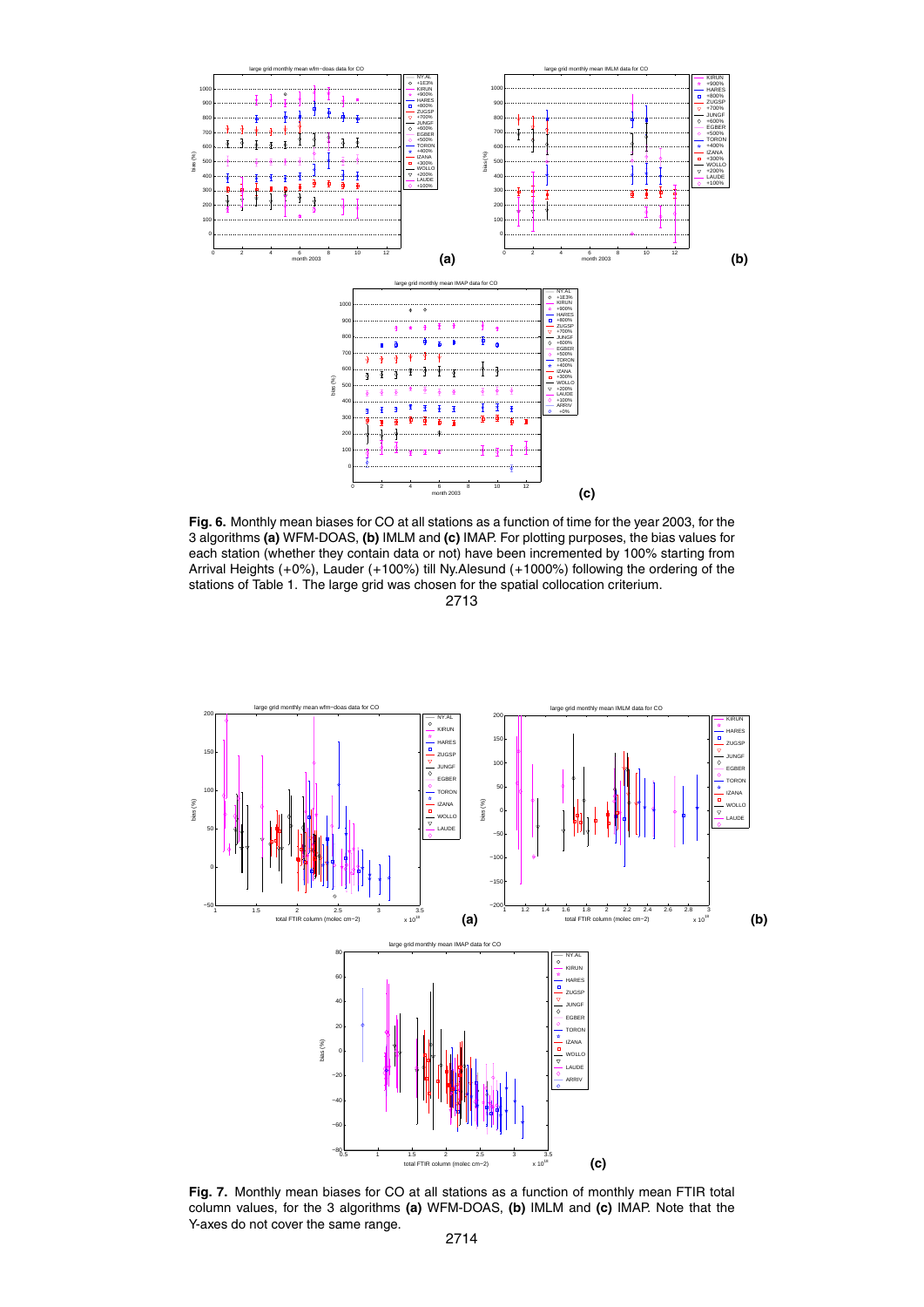**Fig. 6.** Monthly mean biases for CO at all stations as a function of time for the year 2003, for the 3 algorithms **(a)** WFM-DOAS, **(b)** IMLM and **(c)** IMAP. For plotting purposes, the bias values for each station (whether they contain data or not) have been incremented by 100% starting from Arrival Heights (+0%), Lauder (+100%) till Ny.Alesund (+1000%) following the ordering of the stations of Table 1. The large grid was chosen for the spatial collocation criterium.

**Fig. 7.** Monthly mean biases for CO at all stations as a function of monthly mean FTIR total column values, for the 3 algorithms **(a)** WFM-DOAS, **(b)** IMLM and **(c)** IMAP. Note that the Y-axes do not cover the same range.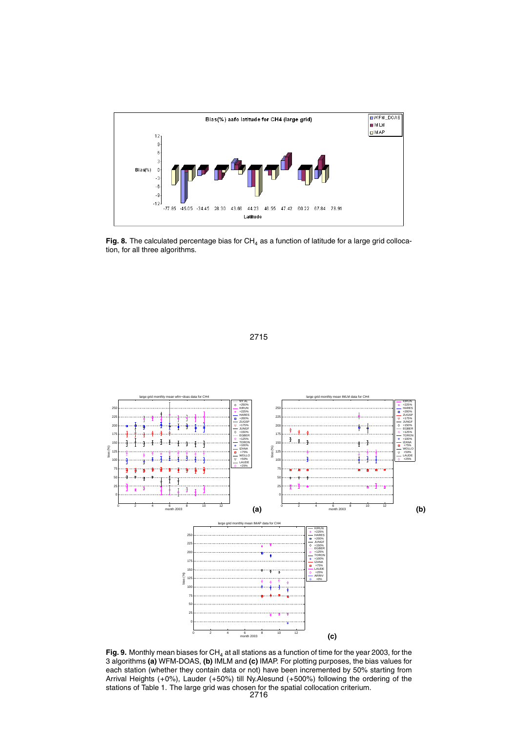**Fig. 8.** The calculated percentage bias for $CH_4$ as a function of latitude for a large grid collocation, for all three algorithms.

**Fig. 9.** Monthly mean biases for $CH_4$ at all stations as a function of time for the year 2003, for the 3 algorithms **(a)** WFM-DOAS, **(b)** IMLM and **(c)** IMAP. For plotting purposes, the bias values for each station (whether they contain data or not) have been incremented by 50% starting from Arrival Heights (+0%), Lauder (+50%) till Ny.Alesund (+500%) following the ordering of the stations of Table 1. The large grid was chosen for the spatial collocation criterium.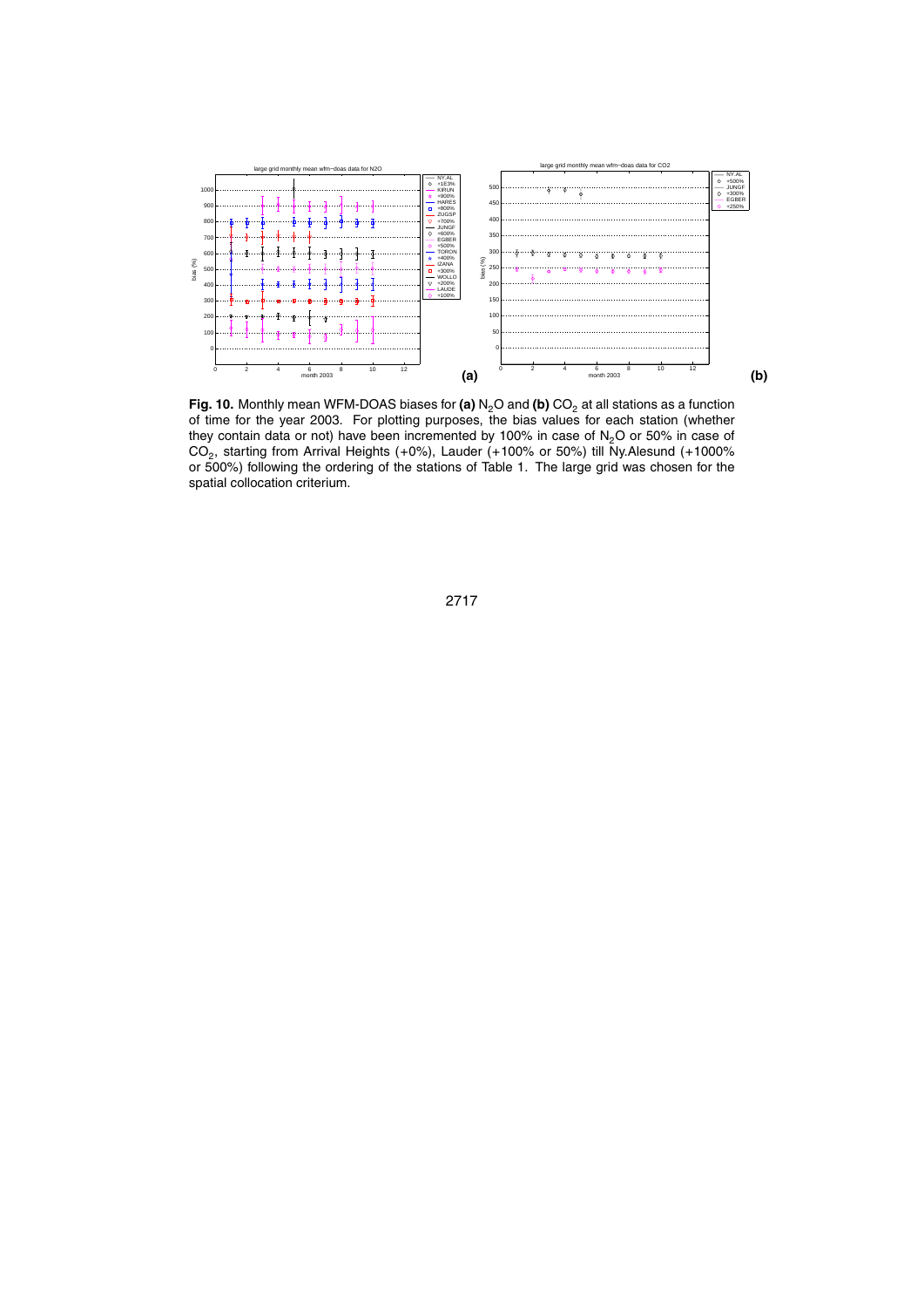large grid monthly mean wfm−doas data for N2O

bias (%)

month 2003

NY.AL
+1E3%
KIRUN
+900%
HARES
+800%
ZUGSP
+700%
JUNGF
+600%
EGBER
+500%
TORON
+400%
IZANA
+300%
WOLLO
+200%
LAUDE
+100%

(a)

large grid monthly mean wfm−doas data for CO2

bias (%)

month 2003

NY.AL
+500%
JUNGF
+300%
EGBER
+250%

(b)

**Fig. 10.** Monthly mean WFM-DOAS biases for **(a)** $N_2O$ and **(b)** $CO_2$ at all stations as a function of time for the year 2003. For plotting purposes, the bias values for each station (whether they contain data or not) have been incremented by 100% in case of $N_2O$ or 50% in case of $CO_2$, starting from Arrival Heights (+0%), Lauder (+100% or 50%) till Ny.Alesund (+1000% or 500%) following the ordering of the stations of Table 1. The large grid was chosen for the spatial collocation criterium.